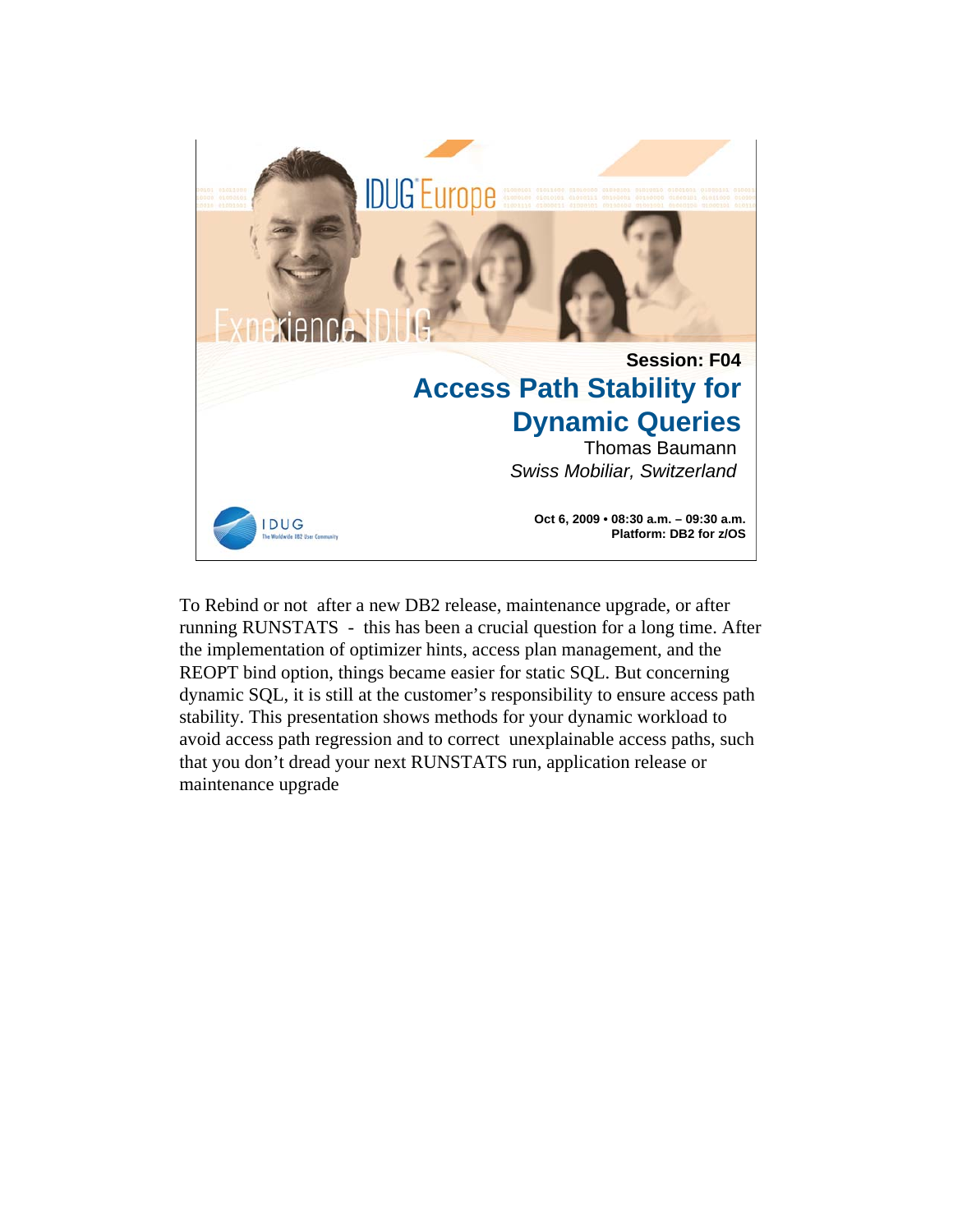IDUG Europe

Experience IDUG

Session: F04

# Access Path Stability for Dynamic Queries

Thomas Baumann

*Swiss Mobiliar, Switzerland*

IDUG
The Worldwide DB2 User Community

**Oct 6, 2009 • 08:30 a.m. – 09:30 a.m.**
**Platform: DB2 for z/OS**

To Rebind or not after a new DB2 release, maintenance upgrade, or after running RUNSTATS - this has been a crucial question for a long time. After the implementation of optimizer hints, access plan management, and the REOPT bind option, things became easier for static SQL. But concerning dynamic SQL, it is still at the customer's responsibility to ensure access path stability. This presentation shows methods for your dynamic workload to avoid access path regression and to correct unexplainable access paths, such that you don't dread your next RUNSTATS run, application release or maintenance upgrade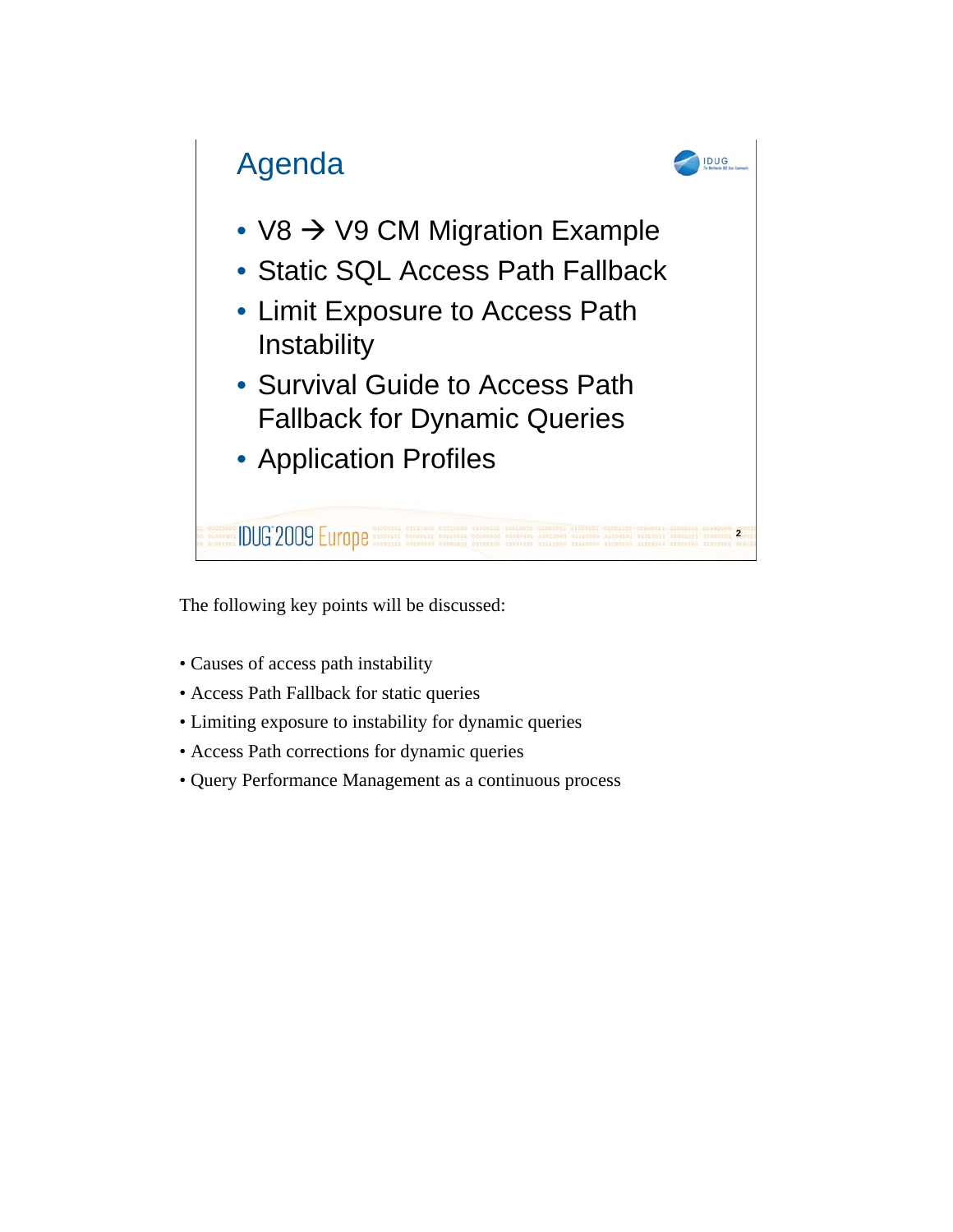## Agenda

- V8 → V9 CM Migration Example
- Static SQL Access Path Fallback
- Limit Exposure to Access Path Instability
- Survival Guide to Access Path Fallback for Dynamic Queries
- Application Profiles

The following key points will be discussed:

- Causes of access path instability
- Access Path Fallback for static queries
- Limiting exposure to instability for dynamic queries
- Access Path corrections for dynamic queries
- Query Performance Management as a continuous process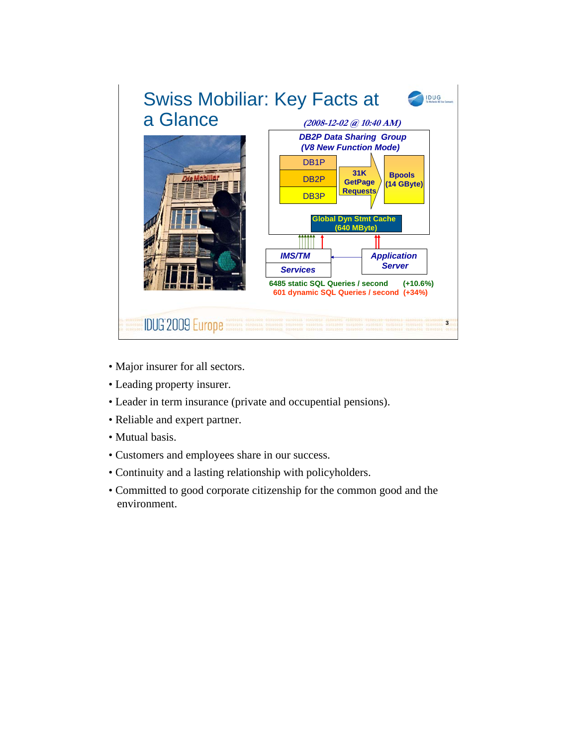# Swiss Mobiliar: Key Facts at a Glance

(2008-12-02 @ 10:40 AM)

DB2P Data Sharing Group
(V8 New Function Mode)

DB1P
DB2P
DB3P

31K GetPage Requests

Bpools (14 GByte)

Global Dyn Stmt Cache (640 MByte)

IMS/TM Services

Application Server

6485 static SQL Queries / second (+10.6%)
601 dynamic SQL Queries / second (+34%)

- Major insurer for all sectors.
- Leading property insurer.
- Leader in term insurance (private and occupential pensions).
- Reliable and expert partner.
- Mutual basis.
- Customers and employees share in our success.
- Continuity and a lasting relationship with policyholders.
- Committed to good corporate citizenship for the common good and the environment.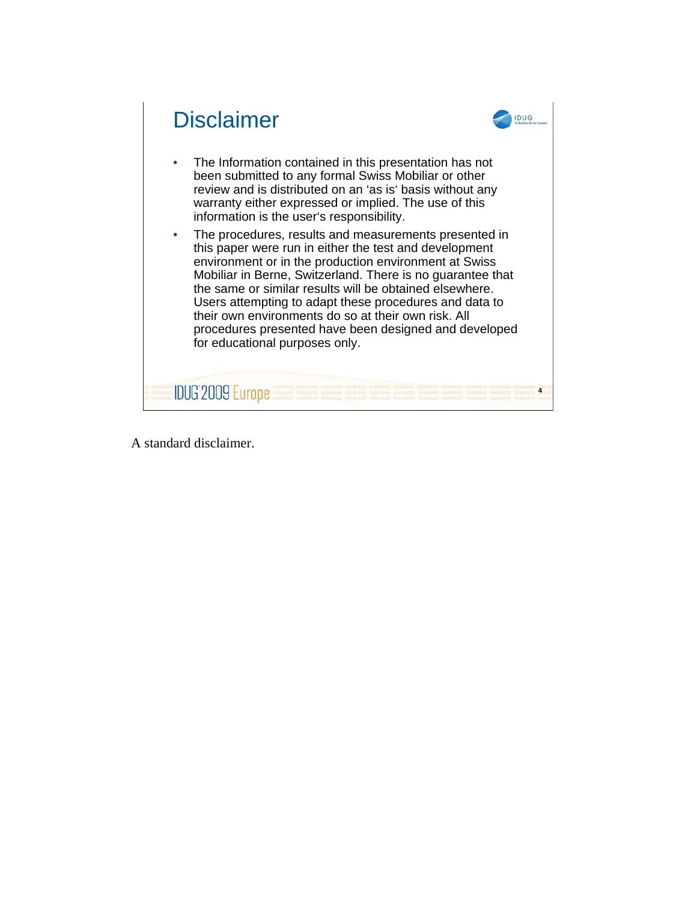## Disclaimer

- The Information contained in this presentation has not been submitted to any formal Swiss Mobiliar or other review and is distributed on an ‘as is‘ basis without any warranty either expressed or implied. The use of this information is the user‘s responsibility.
- The procedures, results and measurements presented in this paper were run in either the test and development environment or in the production environment at Swiss Mobiliar in Berne, Switzerland. There is no guarantee that the same or similar results will be obtained elsewhere. Users attempting to adapt these procedures and data to their own environments do so at their own risk. All procedures presented have been designed and developed for educational purposes only.

A standard disclaimer.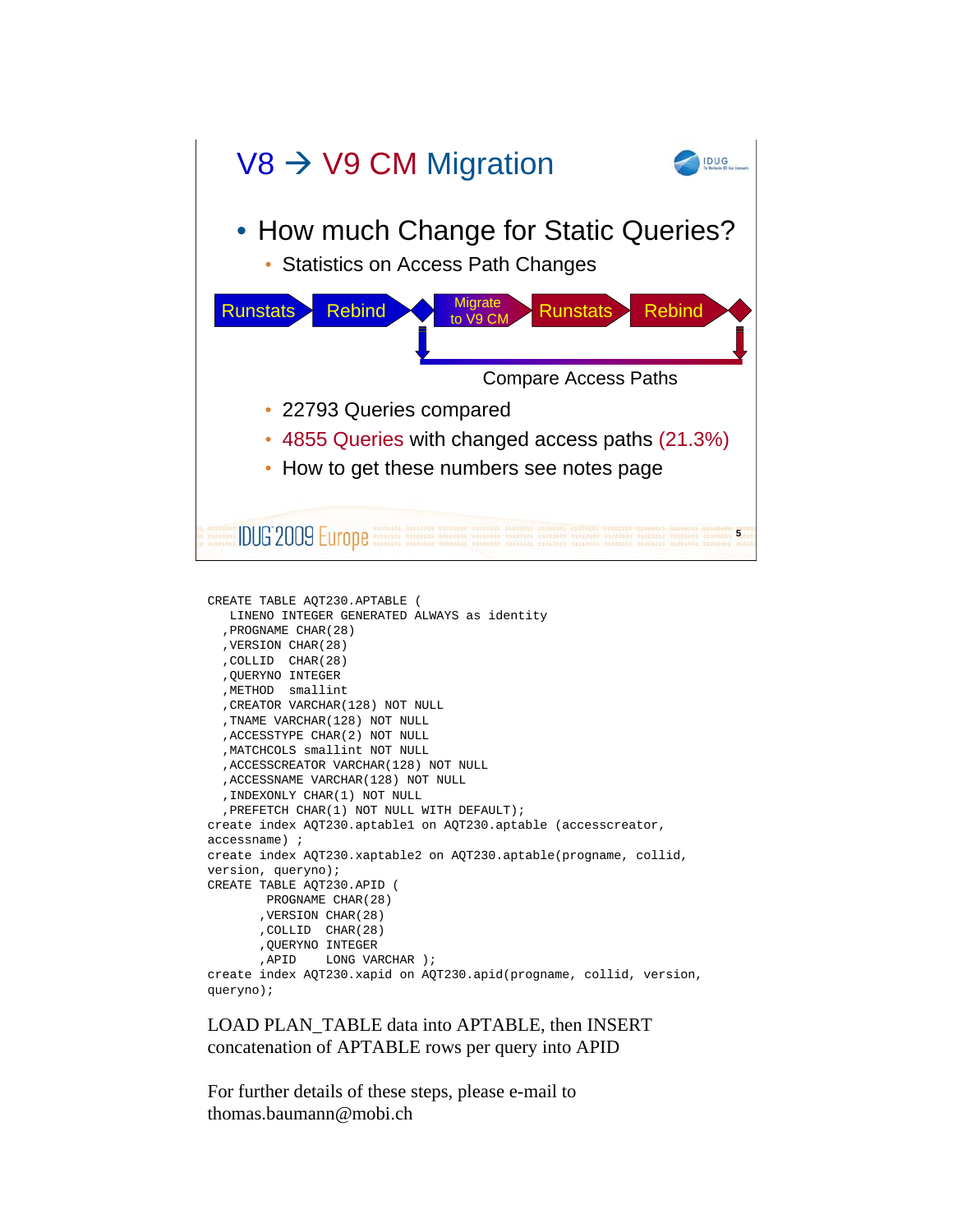# V8 → V9 CM Migration

- How much Change for Static Queries?
  - Statistics on Access Path Changes

Runstats → Rebind → Migrate to V9 CM → Runstats → Rebind

Compare Access Paths

  - 22793 Queries compared
  - 4855 Queries with changed access paths (21.3%)
  - How to get these numbers see notes page

```
CREATE TABLE AQT230.APTABLE (
   LINENO INTEGER GENERATED ALWAYS as identity
  ,PROGNAME CHAR(28)
  ,VERSION CHAR(28)
  ,COLLID  CHAR(28)
  ,QUERYNO INTEGER
  ,METHOD  smallint
  ,CREATOR VARCHAR(128) NOT NULL
  ,TNAME VARCHAR(128) NOT NULL
  ,ACCESSTYPE CHAR(2) NOT NULL
  ,MATCHCOLS smallint NOT NULL
  ,ACCESSCREATOR VARCHAR(128) NOT NULL
  ,ACCESSNAME VARCHAR(128) NOT NULL
  ,INDEXONLY CHAR(1) NOT NULL
  ,PREFETCH CHAR(1) NOT NULL WITH DEFAULT);
create index AQT230.aptable1 on AQT230.aptable (accesscreator,
accessname) ;
create index AQT230.xaptable2 on AQT230.aptable(progname, collid,
version, queryno);
CREATE TABLE AQT230.APID (
        PROGNAME CHAR(28)
       ,VERSION CHAR(28)
       ,COLLID  CHAR(28)
       ,QUERYNO INTEGER
       ,APID    LONG VARCHAR );
create index AQT230.xapid on AQT230.apid(progname, collid, version,
queryno);
```

LOAD PLAN_TABLE data into APTABLE, then INSERT concatenation of APTABLE rows per query into APID

For further details of these steps, please e-mail to thomas.baumann@mobi.ch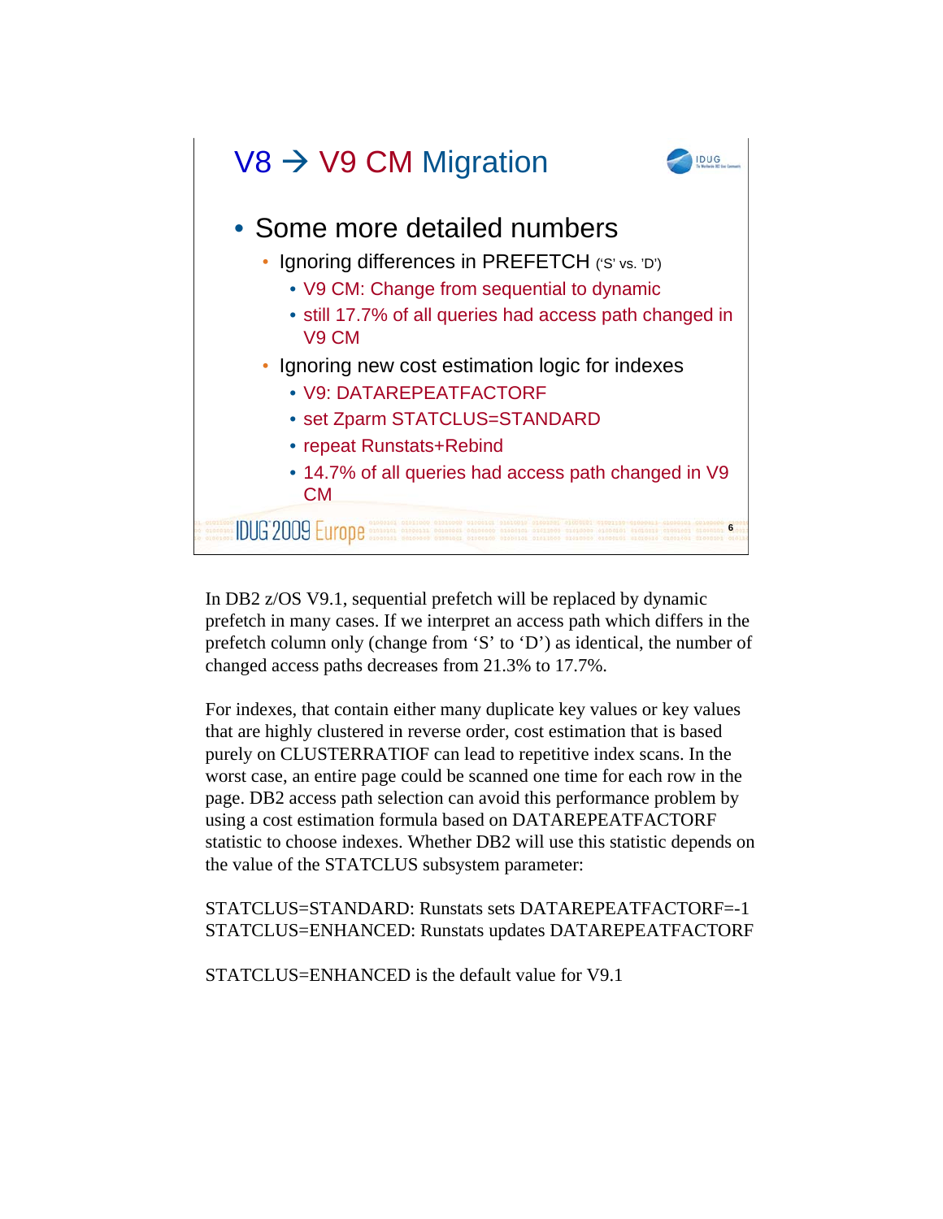## V8 → V9 CM Migration

- Some more detailed numbers
  - Ignoring differences in PREFETCH ('S' vs. 'D')
    - V9 CM: Change from sequential to dynamic
    - still 17.7% of all queries had access path changed in V9 CM
  - Ignoring new cost estimation logic for indexes
    - V9: DATAREPEATFACTORF
    - set Zparm STATCLUS=STANDARD
    - repeat Runstats+Rebind
    - 14.7% of all queries had access path changed in V9 CM

In DB2 z/OS V9.1, sequential prefetch will be replaced by dynamic prefetch in many cases. If we interpret an access path which differs in the prefetch column only (change from 'S' to 'D') as identical, the number of changed access paths decreases from 21.3% to 17.7%.

For indexes, that contain either many duplicate key values or key values that are highly clustered in reverse order, cost estimation that is based purely on CLUSTERRATIOF can lead to repetitive index scans. In the worst case, an entire page could be scanned one time for each row in the page. DB2 access path selection can avoid this performance problem by using a cost estimation formula based on DATAREPEATFACTORF statistic to choose indexes. Whether DB2 will use this statistic depends on the value of the STATCLUS subsystem parameter:

STATCLUS=STANDARD: Runstats sets DATAREPEATFACTORF=-1
STATCLUS=ENHANCED: Runstats updates DATAREPEATFACTORF

STATCLUS=ENHANCED is the default value for V9.1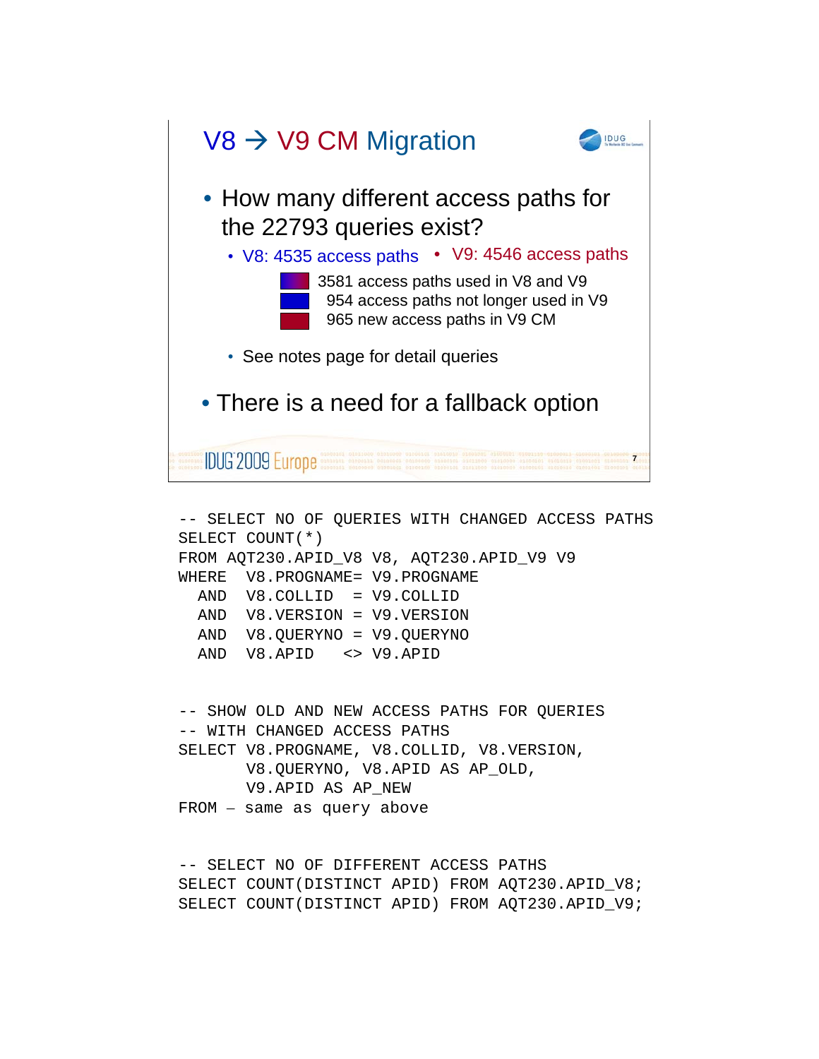# V8 → V9 CM Migration

- How many different access paths for the 22793 queries exist?
  - V8: 4535 access paths
  - V9: 4546 access paths

    3581 access paths used in V8 and V9
    954 access paths not longer used in V9
    965 new access paths in V9 CM

  - See notes page for detail queries
- There is a need for a fallback option

```
-- SELECT NO OF QUERIES WITH CHANGED ACCESS PATHS
SELECT COUNT(*)
FROM AQT230.APID_V8 V8, AQT230.APID_V9 V9
WHERE  V8.PROGNAME= V9.PROGNAME
  AND  V8.COLLID   = V9.COLLID
  AND  V8.VERSION = V9.VERSION
  AND  V8.QUERYNO = V9.QUERYNO
  AND  V8.APID    <> V9.APID


-- SHOW OLD AND NEW ACCESS PATHS FOR QUERIES
-- WITH CHANGED ACCESS PATHS
SELECT V8.PROGNAME, V8.COLLID, V8.VERSION,
       V8.QUERYNO, V8.APID AS AP_OLD,
       V9.APID AS AP_NEW
FROM – same as query above


-- SELECT NO OF DIFFERENT ACCESS PATHS
SELECT COUNT(DISTINCT APID) FROM AQT230.APID_V8;
SELECT COUNT(DISTINCT APID) FROM AQT230.APID_V9;
```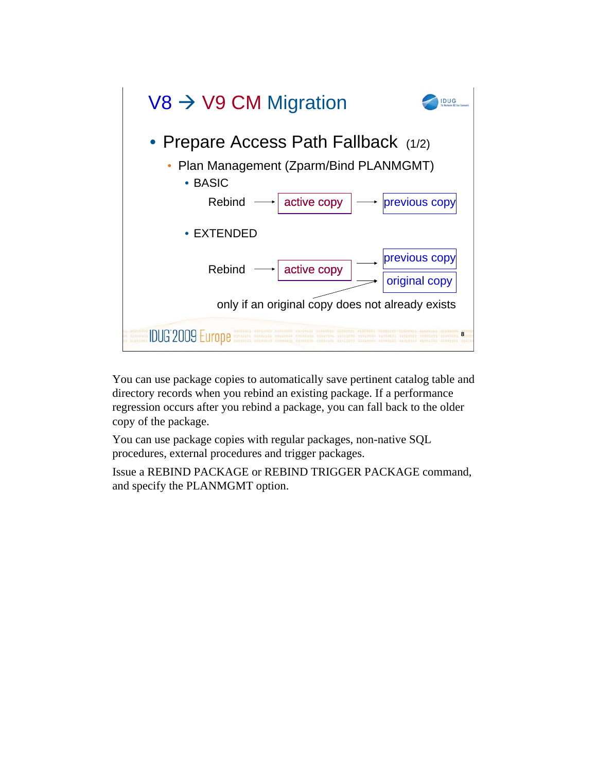## V8 → V9 CM Migration

- Prepare Access Path Fallback (1/2)
  - Plan Management (Zparm/Bind PLANMGMT)
    - BASIC

      Rebind → active copy → previous copy

    - EXTENDED

      Rebind → active copy → previous copy
      
      → original copy

      only if an original copy does not already exists

You can use package copies to automatically save pertinent catalog table and directory records when you rebind an existing package. If a performance regression occurs after you rebind a package, you can fall back to the older copy of the package.

You can use package copies with regular packages, non-native SQL procedures, external procedures and trigger packages.

Issue a REBIND PACKAGE or REBIND TRIGGER PACKAGE command, and specify the PLANMGMT option.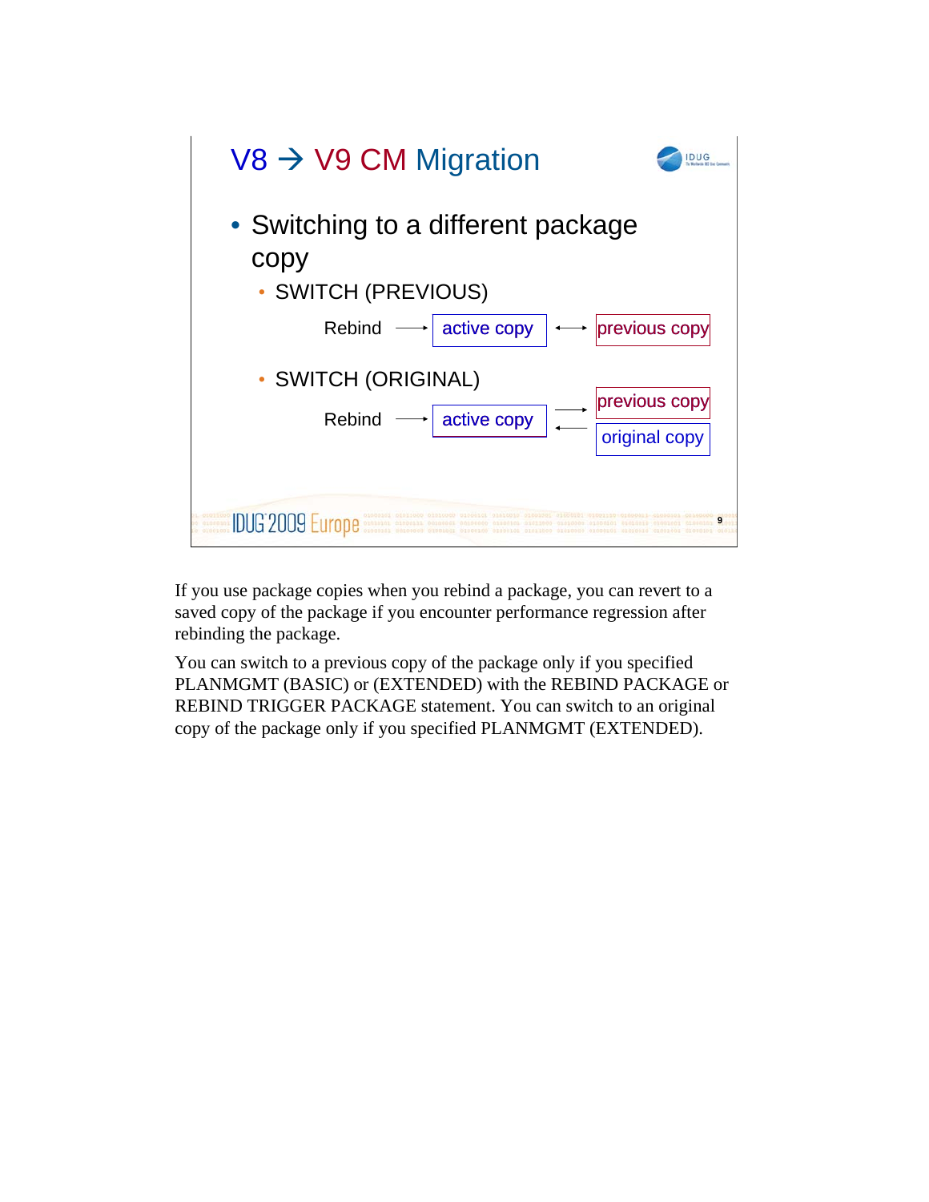## V8 → V9 CM Migration

- Switching to a different package copy
  - SWITCH (PREVIOUS)

    Rebind → active copy ↔ previous copy

  - SWITCH (ORIGINAL)

    Rebind → active copy → previous copy ← original copy

If you use package copies when you rebind a package, you can revert to a saved copy of the package if you encounter performance regression after rebinding the package.

You can switch to a previous copy of the package only if you specified PLANMGMT (BASIC) or (EXTENDED) with the REBIND PACKAGE or REBIND TRIGGER PACKAGE statement. You can switch to an original copy of the package only if you specified PLANMGMT (EXTENDED).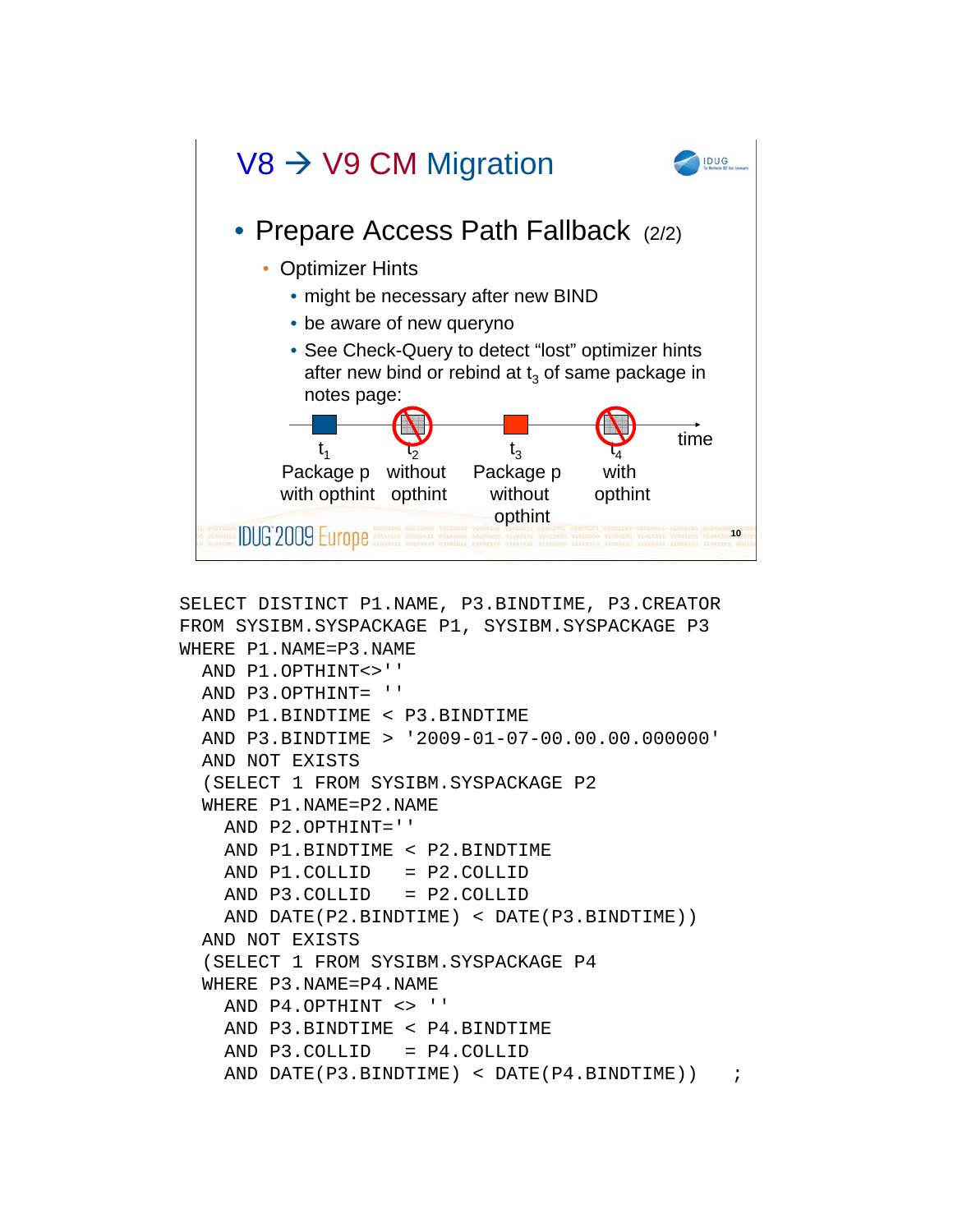# V8 → V9 CM Migration

- Prepare Access Path Fallback (2/2)
  - Optimizer Hints
    - might be necessary after new BIND
    - be aware of new queryno
    - See Check-Query to detect “lost” optimizer hints after new bind or rebind at $t_3$ of same package in notes page:

$t_1$ Package p with opthint

$t_2$ without opthint

$t_3$ Package p without opthint

$t_4$ with opthint

time

```
SELECT DISTINCT P1.NAME, P3.BINDTIME, P3.CREATOR
FROM SYSIBM.SYSPACKAGE P1, SYSIBM.SYSPACKAGE P3
WHERE P1.NAME=P3.NAME
  AND P1.OPTHINT<>''
  AND P3.OPTHINT= ''
  AND P1.BINDTIME < P3.BINDTIME
  AND P3.BINDTIME > '2009-01-07-00.00.00.000000'
  AND NOT EXISTS
  (SELECT 1 FROM SYSIBM.SYSPACKAGE P2
  WHERE P1.NAME=P2.NAME
    AND P2.OPTHINT=''
    AND P1.BINDTIME < P2.BINDTIME
    AND P1.COLLID   = P2.COLLID
    AND P3.COLLID   = P2.COLLID
    AND DATE(P2.BINDTIME) < DATE(P3.BINDTIME))
  AND NOT EXISTS
  (SELECT 1 FROM SYSIBM.SYSPACKAGE P4
  WHERE P3.NAME=P4.NAME
    AND P4.OPTHINT <> ''
    AND P3.BINDTIME < P4.BINDTIME
    AND P3.COLLID   = P4.COLLID
    AND DATE(P3.BINDTIME) < DATE(P4.BINDTIME))   ;
```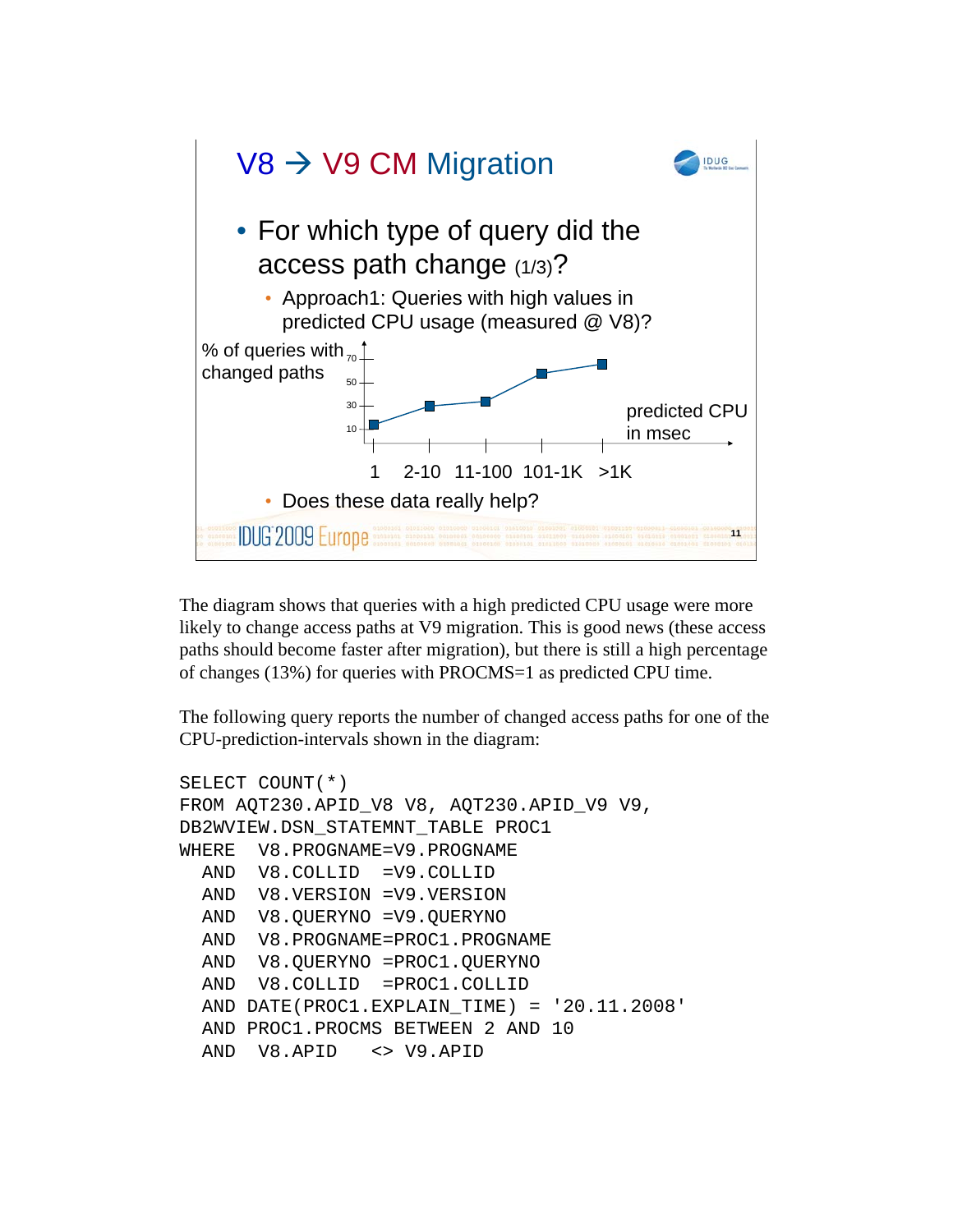# V8 → V9 CM Migration

- For which type of query did the access path change (1/3)?
  - Approach1: Queries with high values in predicted CPU usage (measured @ V8)?

% of queries with changed paths

70

50

30

10

predicted CPU in msec

1 2-10 11-100 101-1K >1K

  - Does these data really help?

The diagram shows that queries with a high predicted CPU usage were more likely to change access paths at V9 migration. This is good news (these access paths should become faster after migration), but there is still a high percentage of changes (13%) for queries with PROCMS=1 as predicted CPU time.

The following query reports the number of changed access paths for one of the CPU-prediction-intervals shown in the diagram:

```
SELECT COUNT(*)
FROM AQT230.APID_V8 V8, AQT230.APID_V9 V9,
DB2WVIEW.DSN_STATEMNT_TABLE PROC1
WHERE  V8.PROGNAME=V9.PROGNAME
  AND  V8.COLLID  =V9.COLLID
  AND  V8.VERSION =V9.VERSION
  AND  V8.QUERYNO =V9.QUERYNO
  AND  V8.PROGNAME=PROC1.PROGNAME
  AND  V8.QUERYNO =PROC1.QUERYNO
  AND  V8.COLLID  =PROC1.COLLID
  AND DATE(PROC1.EXPLAIN_TIME) = '20.11.2008'
  AND PROC1.PROCMS BETWEEN 2 AND 10
  AND  V8.APID   <> V9.APID
```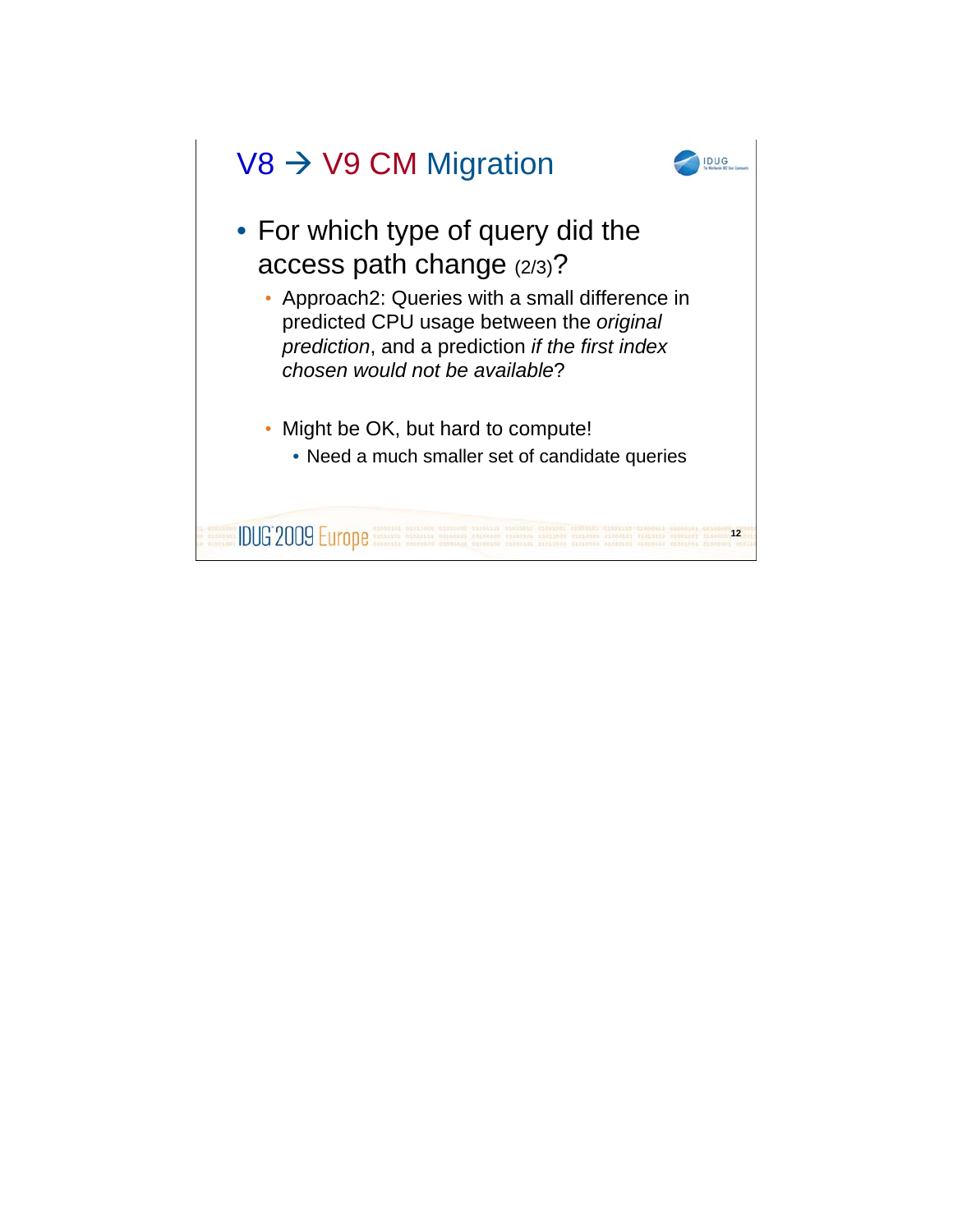# V8 → V9 CM Migration

- For which type of query did the access path change (2/3)?
  - Approach2: Queries with a small difference in predicted CPU usage between the *original prediction*, and a prediction *if the first index chosen would not be available*?

  - Might be OK, but hard to compute!
    - Need a much smaller set of candidate queries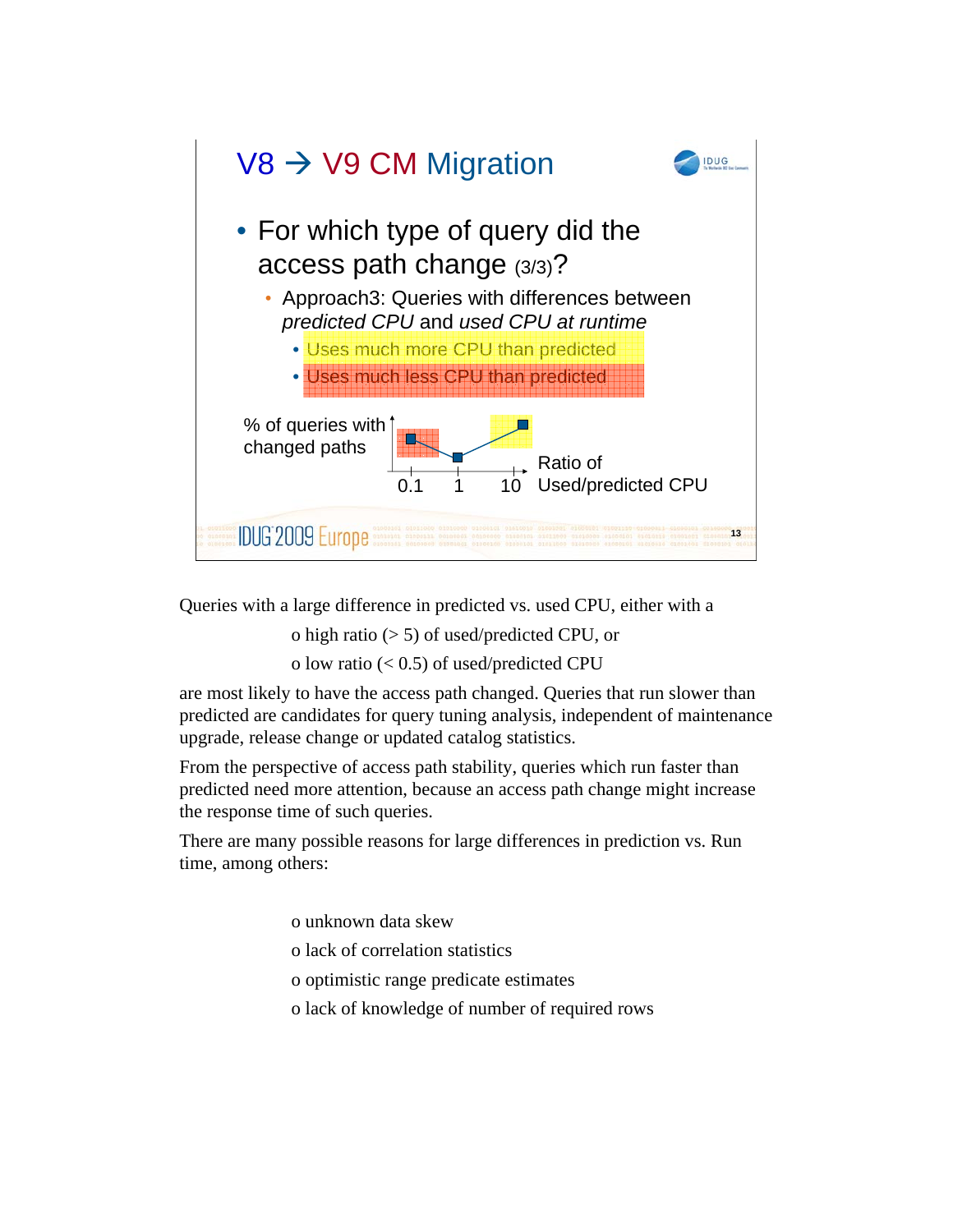## V8 → V9 CM Migration

- For which type of query did the access path change (3/3)?
  - Approach3: Queries with differences between *predicted CPU* and *used CPU at runtime*
    - Uses much more CPU than predicted
    - Uses much less CPU than predicted

% of queries with changed paths

0.1 1 10

Ratio of Used/predicted CPU

Queries with a large difference in predicted vs. used CPU, either with a

o high ratio (> 5) of used/predicted CPU, or

o low ratio (< 0.5) of used/predicted CPU

are most likely to have the access path changed. Queries that run slower than predicted are candidates for query tuning analysis, independent of maintenance upgrade, release change or updated catalog statistics.

From the perspective of access path stability, queries which run faster than predicted need more attention, because an access path change might increase the response time of such queries.

There are many possible reasons for large differences in prediction vs. Run time, among others:

o unknown data skew

o lack of correlation statistics

o optimistic range predicate estimates

o lack of knowledge of number of required rows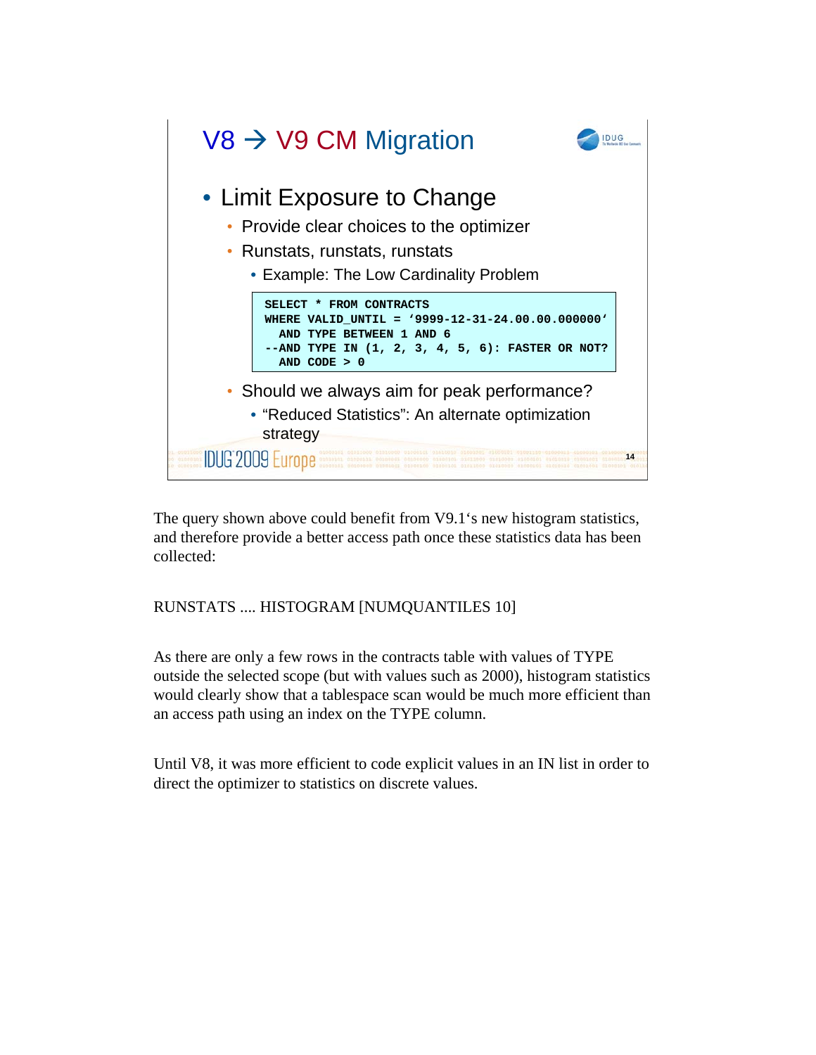## V8 → V9 CM Migration

- Limit Exposure to Change
  - Provide clear choices to the optimizer
  - Runstats, runstats, runstats
    - Example: The Low Cardinality Problem

```
SELECT * FROM CONTRACTS
WHERE VALID_UNTIL = '9999-12-31-24.00.00.000000'
  AND TYPE BETWEEN 1 AND 6
--AND TYPE IN (1, 2, 3, 4, 5, 6): FASTER OR NOT?
  AND CODE > 0
```

  - Should we always aim for peak performance?
    - "Reduced Statistics": An alternate optimization strategy

The query shown above could benefit from V9.1's new histogram statistics, and therefore provide a better access path once these statistics data has been collected:

RUNSTATS .... HISTOGRAM [NUMQUANTILES 10]

As there are only a few rows in the contracts table with values of TYPE outside the selected scope (but with values such as 2000), histogram statistics would clearly show that a tablespace scan would be much more efficient than an access path using an index on the TYPE column.

Until V8, it was more efficient to code explicit values in an IN list in order to direct the optimizer to statistics on discrete values.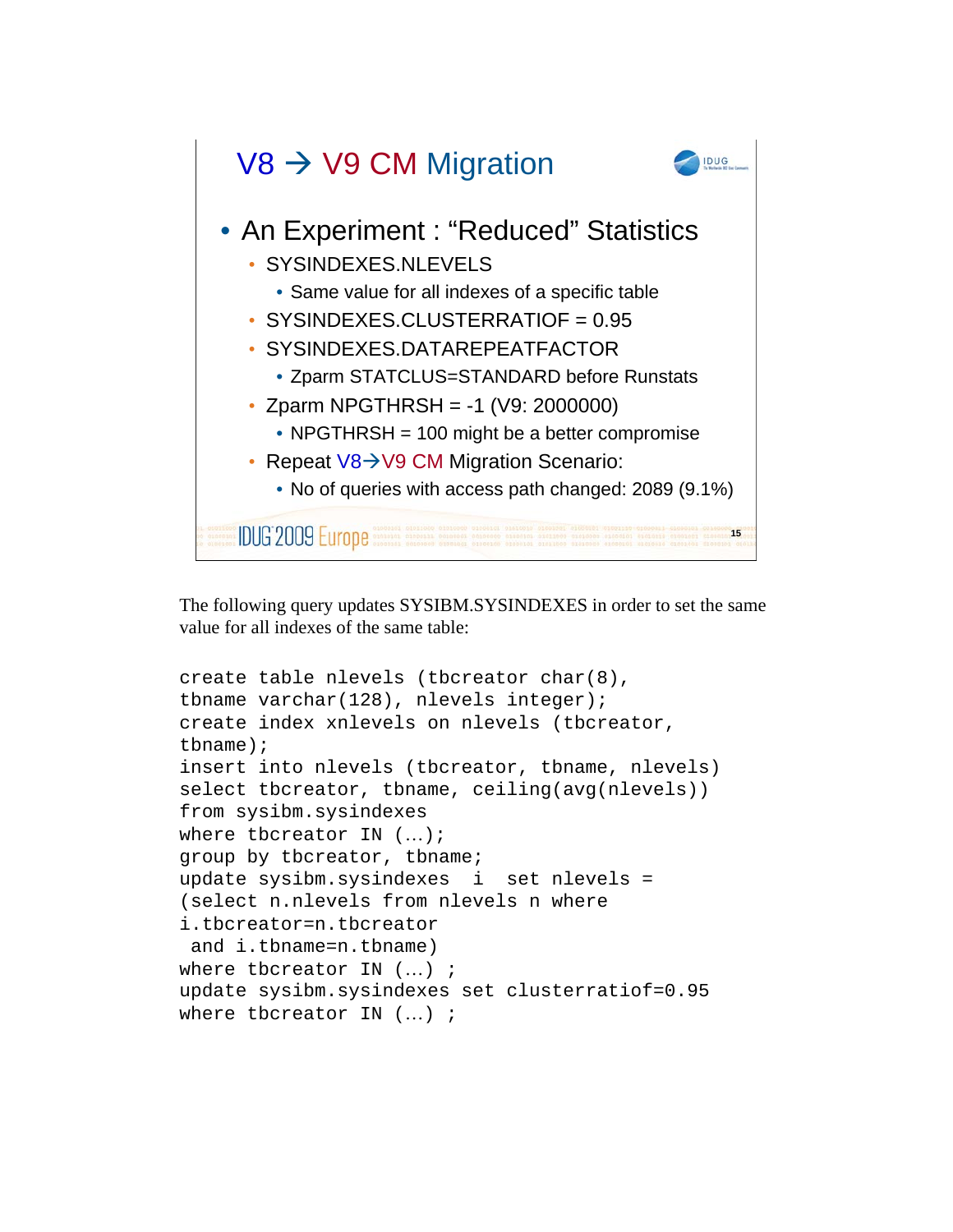# V8 → V9 CM Migration

- An Experiment : “Reduced” Statistics
  - SYSINDEXES.NLEVELS
    - Same value for all indexes of a specific table
  - SYSINDEXES.CLUSTERRATIOF = 0.95
  - SYSINDEXES.DATAREPEATFACTOR
    - Zparm STATCLUS=STANDARD before Runstats
  - Zparm NPGTHRSH = -1 (V9: 2000000)
    - NPGTHRSH = 100 might be a better compromise
  - Repeat V8→V9 CM Migration Scenario:
    - No of queries with access path changed: 2089 (9.1%)

The following query updates SYSIBM.SYSINDEXES in order to set the same value for all indexes of the same table:

```
create table nlevels (tbcreator char(8),
tbname varchar(128), nlevels integer);
create index xnlevels on nlevels (tbcreator,
tbname);
insert into nlevels (tbcreator, tbname, nlevels)
select tbcreator, tbname, ceiling(avg(nlevels))
from sysibm.sysindexes
where tbcreator IN (…);
group by tbcreator, tbname;
update sysibm.sysindexes  i  set nlevels =
(select n.nlevels from nlevels n where
i.tbcreator=n.tbcreator
 and i.tbname=n.tbname)
where tbcreator IN (…) ;
update sysibm.sysindexes set clusterratiof=0.95
where tbcreator IN (…) ;
```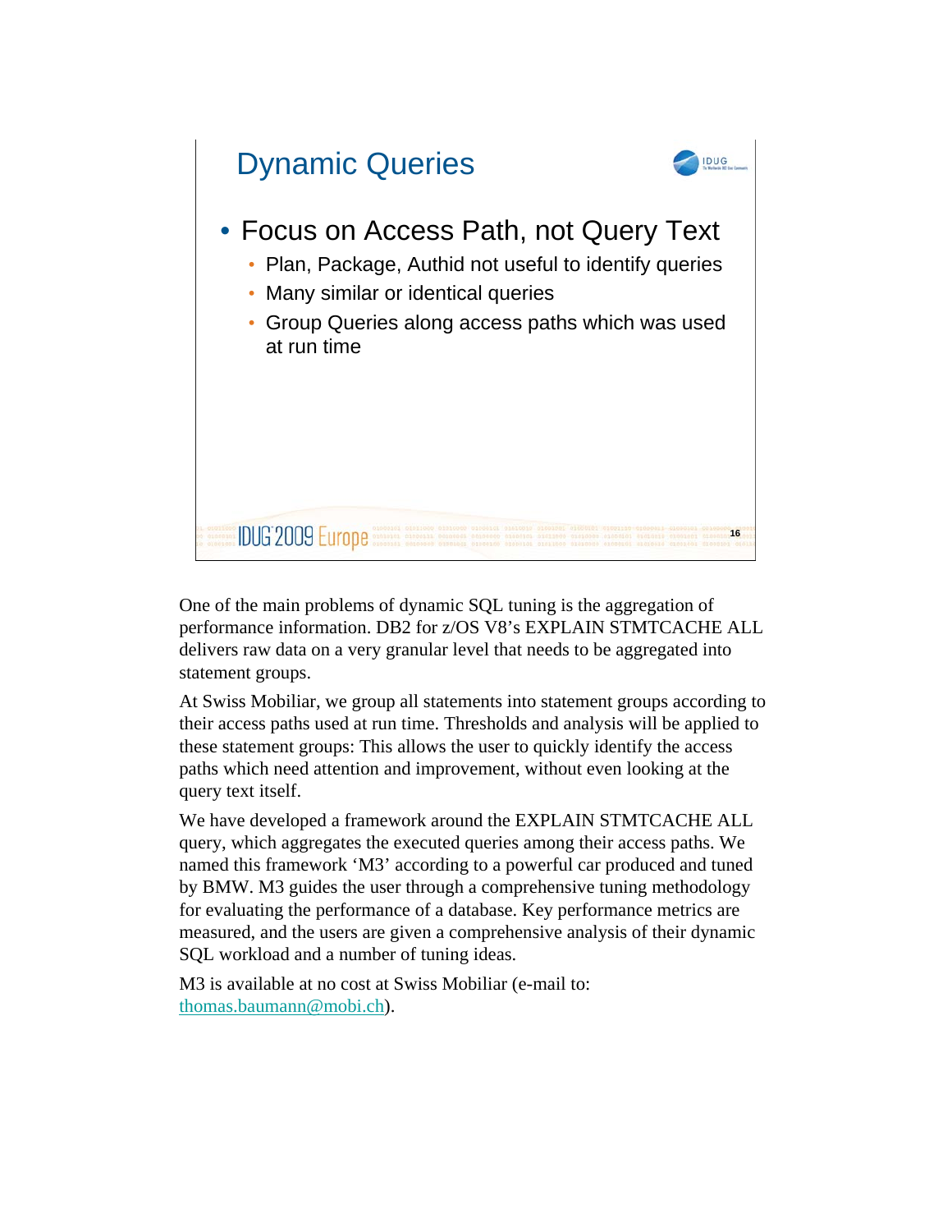# Dynamic Queries

- Focus on Access Path, not Query Text
  - Plan, Package, Authid not useful to identify queries
  - Many similar or identical queries
  - Group Queries along access paths which was used at run time

One of the main problems of dynamic SQL tuning is the aggregation of performance information. DB2 for z/OS V8's EXPLAIN STMTCACHE ALL delivers raw data on a very granular level that needs to be aggregated into statement groups.

At Swiss Mobiliar, we group all statements into statement groups according to their access paths used at run time. Thresholds and analysis will be applied to these statement groups: This allows the user to quickly identify the access paths which need attention and improvement, without even looking at the query text itself.

We have developed a framework around the EXPLAIN STMTCACHE ALL query, which aggregates the executed queries among their access paths. We named this framework 'M3' according to a powerful car produced and tuned by BMW. M3 guides the user through a comprehensive tuning methodology for evaluating the performance of a database. Key performance metrics are measured, and the users are given a comprehensive analysis of their dynamic SQL workload and a number of tuning ideas.

M3 is available at no cost at Swiss Mobiliar (e-mail to: thomas.baumann@mobi.ch).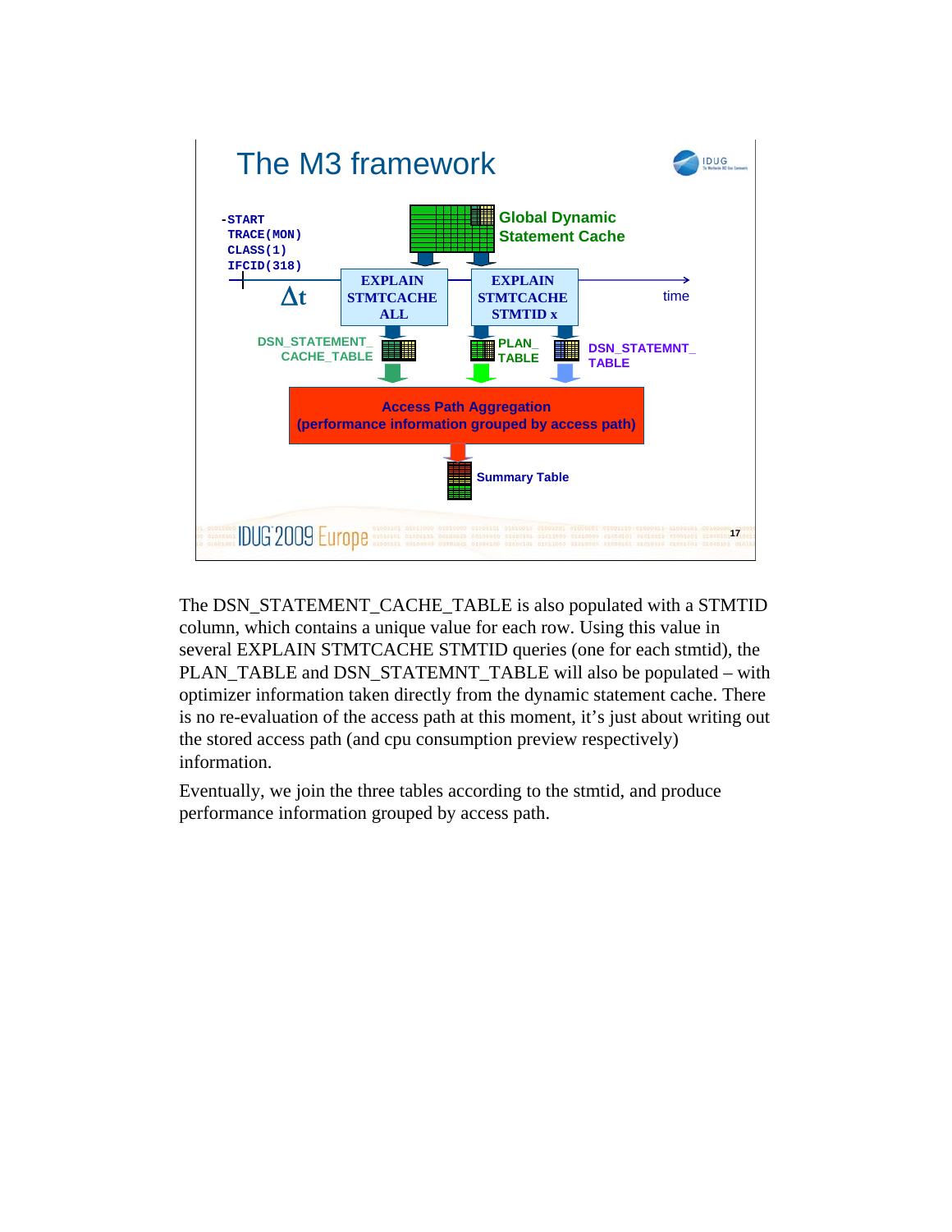# The M3 framework

```
-START
 TRACE(MON)
 CLASS(1)
 IFCID(318)
```

Global Dynamic Statement Cache

$\Delta t$

EXPLAIN STMTCACHE ALL

EXPLAIN STMTCACHE STMTID x

time

DSN_STATEMENT_CACHE_TABLE

PLAN_TABLE

DSN_STATEMNT_TABLE

Access Path Aggregation
(performance information grouped by access path)

Summary Table

The DSN_STATEMENT_CACHE_TABLE is also populated with a STMTID column, which contains a unique value for each row. Using this value in several EXPLAIN STMTCACHE STMTID queries (one for each stmtid), the PLAN_TABLE and DSN_STATEMNT_TABLE will also be populated – with optimizer information taken directly from the dynamic statement cache. There is no re-evaluation of the access path at this moment, it's just about writing out the stored access path (and cpu consumption preview respectively) information.

Eventually, we join the three tables according to the stmtid, and produce performance information grouped by access path.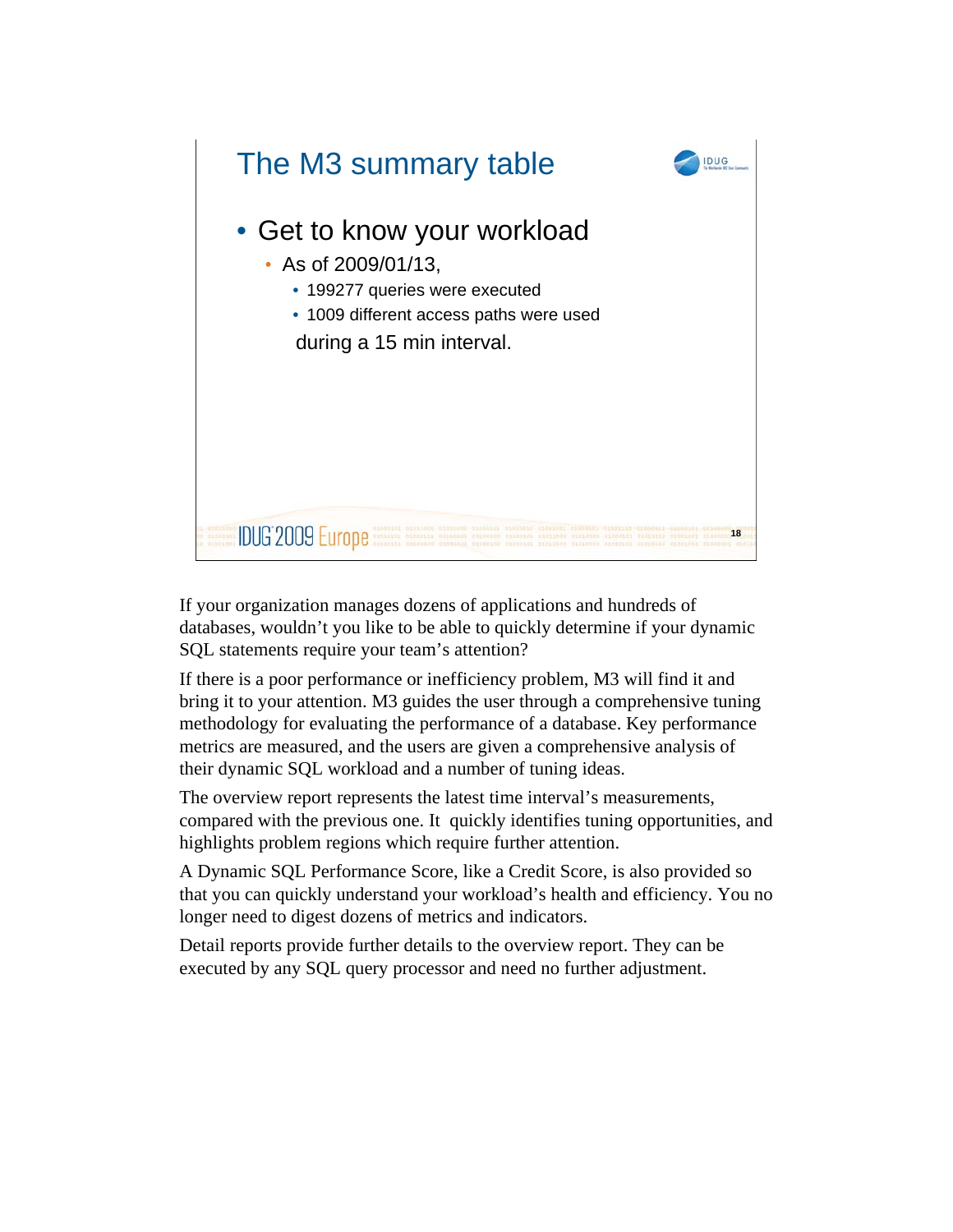## The M3 summary table

- Get to know your workload
  - As of 2009/01/13,
    - 199277 queries were executed
    - 1009 different access paths were used

    during a 15 min interval.

If your organization manages dozens of applications and hundreds of databases, wouldn't you like to be able to quickly determine if your dynamic SQL statements require your team's attention?

If there is a poor performance or inefficiency problem, M3 will find it and bring it to your attention. M3 guides the user through a comprehensive tuning methodology for evaluating the performance of a database. Key performance metrics are measured, and the users are given a comprehensive analysis of their dynamic SQL workload and a number of tuning ideas.

The overview report represents the latest time interval's measurements, compared with the previous one. It quickly identifies tuning opportunities, and highlights problem regions which require further attention.

A Dynamic SQL Performance Score, like a Credit Score, is also provided so that you can quickly understand your workload's health and efficiency. You no longer need to digest dozens of metrics and indicators.

Detail reports provide further details to the overview report. They can be executed by any SQL query processor and need no further adjustment.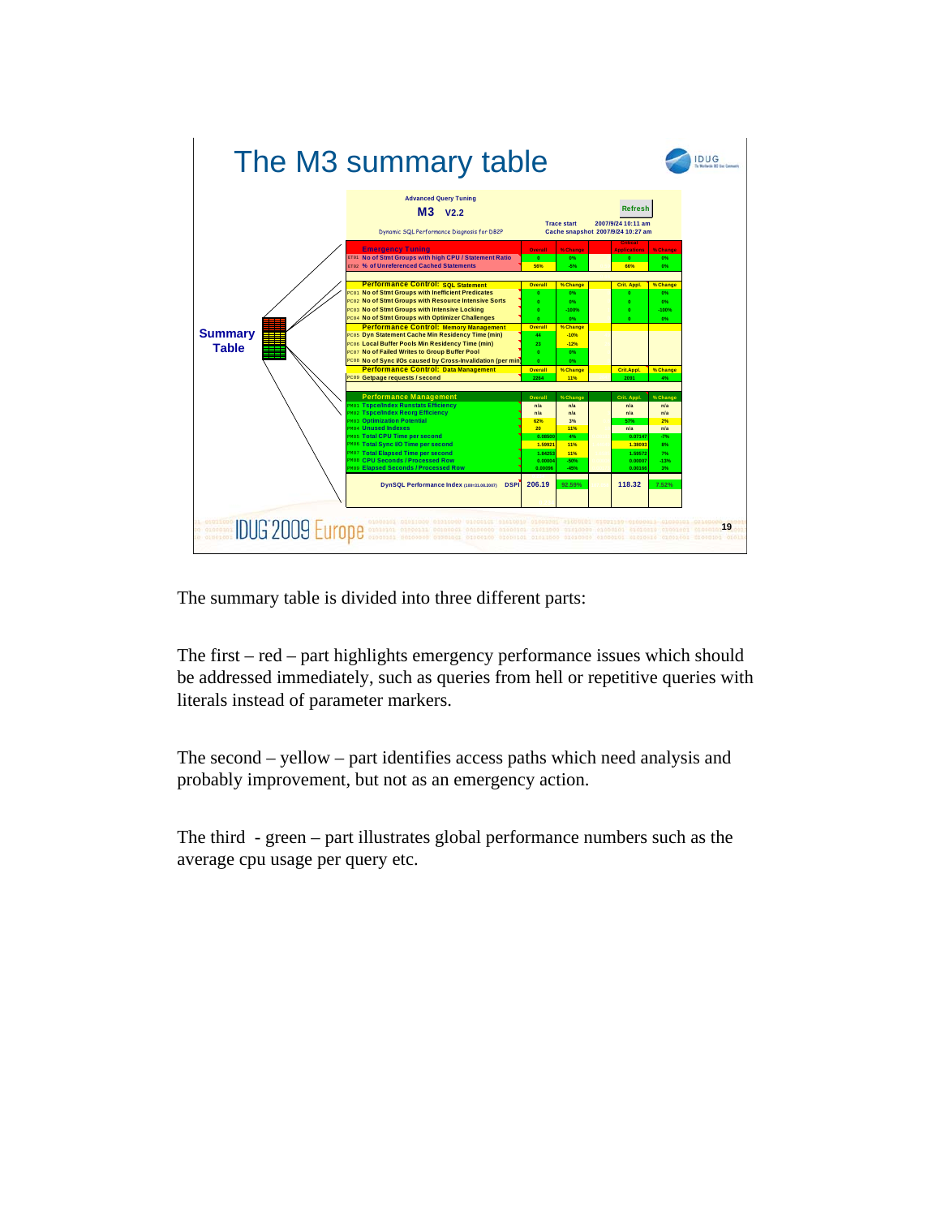# The M3 summary table

**Summary Table**

Advanced Query Tuning

**M3 V2.2**

Dynamic SQL Performance Diagnosis for DB2P

Refresh

Trace start 2007/9/24 10:11 am
Cache snapshot 2007/9/24 10:27 am

| | Overall | % Change | | Critical Applications | % Change |
|---|---|---|---|---|---|
| **Emergency Tuning** | | | | | |
| ET01 No of Stmt Groups with high CPU / Statement Ratio | 0 | 0% | | 0 | 0% |
| ET02 % of Unreferenced Cached Statements | 56% | -5% | | 66% | 0% |
| **Performance Control: SQL Statement** | Overall | % Change | | Crit. Appl. | % Change |
| PC01 No of Stmt Groups with Inefficient Predicates | 0 | 0% | | 0 | 0% |
| PC02 No of Stmt Groups with Resource Intensive Sorts | 0 | 0% | | 0 | 0% |
| PC03 No of Stmt Groups with Intensive Locking | 0 | -100% | | 0 | -100% |
| PC04 No of Stmt Groups with Optimizer Challenges | 0 | 0% | | 0 | 0% |
| **Performance Control: Memory Management** | Overall | % Change | | | |
| PC05 Dyn Statement Cache Min Residency Time (min) | 44 | -10% | | | |
| PC06 Local Buffer Pools Min Residency Time (min) | 23 | -12% | | | |
| PC07 No of Failed Writes to Group Buffer Pool | 0 | 0% | | | |
| PC08 No of Sync I/Os caused by Cross-Invalidation (per min) | 0 | 0% | | | |
| **Performance Control: Data Management** | Overall | % Change | | Crit.Appl. | % Change |
| PC09 Getpage requests / second | 2264 | 11% | | 2091 | 4% |
| **Performance Management** | Overall | % Change | | Crit. Appl. | % Change |
| PM01 Tspce/Index Runstats Efficiency | n/a | n/a | | n/a | n/a |
| PM02 Tspce/Index Reorg Efficiency | n/a | n/a | | n/a | n/a |
| PM03 Optimization Potential | 62% | 3% | | 57% | 2% |
| PM04 Unused Indexes | 20 | 11% | | n/a | n/a |
| PM05 Total CPU Time per second | 0.08500 | 4% | | 0.07147 | -7% |
| PM06 Total Sync I/O Time per second | 1.59921 | 11% | | 1.38093 | 8% |
| PM07 Total Elapsed Time per second | 1.84253 | 11% | | 1.59572 | 7% |
| PM08 CPU Seconds / Processed Row | 0.00004 | -50% | | 0.00007 | -13% |
| PM09 Elapsed Seconds / Processed Row | 0.00090 | -45% | | 0.00166 | 3% |
| DynSQL Performance Index (100=31.08.2007) DSPI | 206.19 | 92.59% | | 118.32 | 7.52% |

The summary table is divided into three different parts:

The first – red – part highlights emergency performance issues which should be addressed immediately, such as queries from hell or repetitive queries with literals instead of parameter markers.

The second – yellow – part identifies access paths which need analysis and probably improvement, but not as an emergency action.

The third - green – part illustrates global performance numbers such as the average cpu usage per query etc.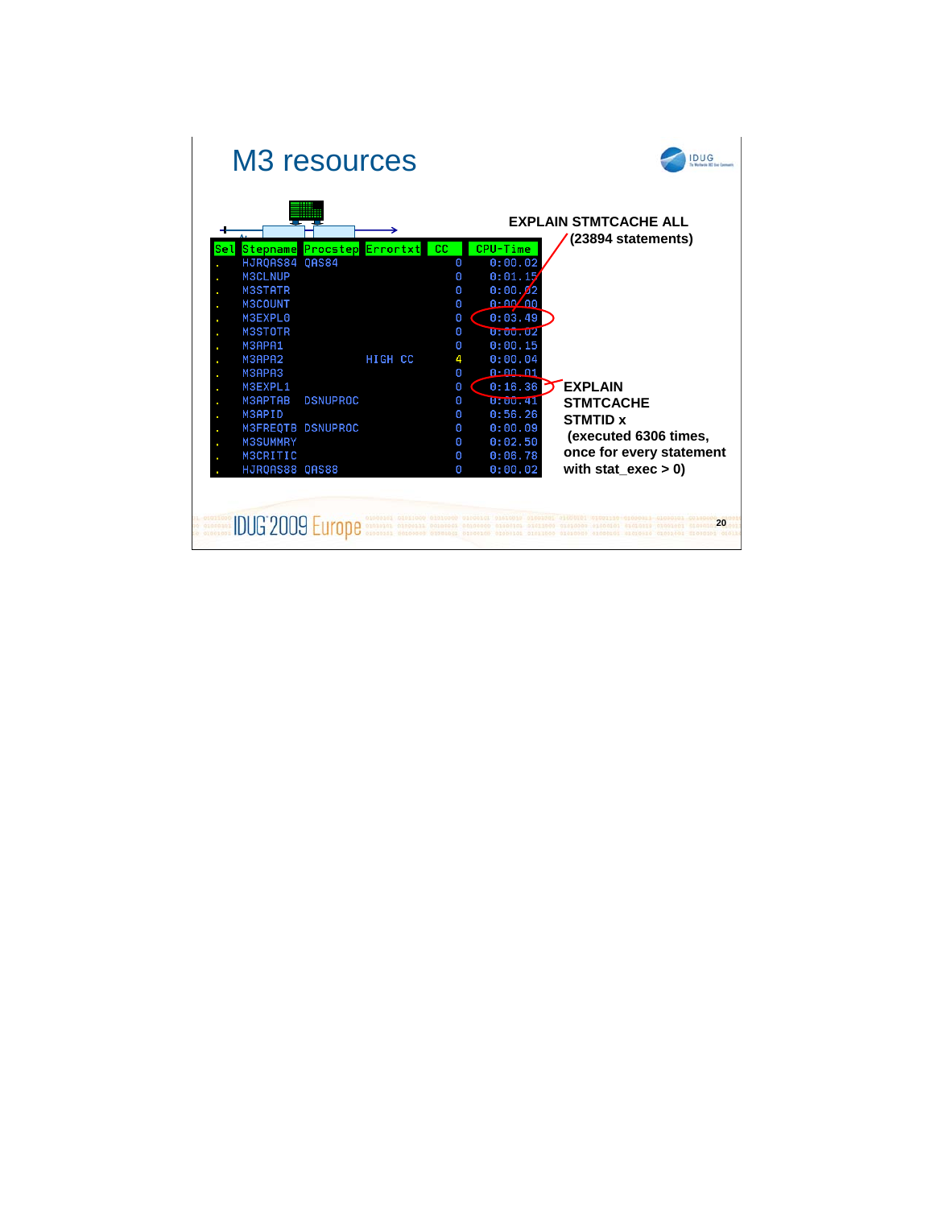# M3 resources

| Sel | Stepname | Procstep | Errortxt | CC | CPU-Time |
|---|---|---|---|---|---|
| . | HJRQAS84 | QAS84 | | 0 | 0:00.02 |
| . | M3CLNUP | | | 0 | 0:01.15 |
| . | M3STATR | | | 0 | 0:00.02 |
| . | M3COUNT | | | 0 | 0:00.00 |
| . | M3EXPL0 | | | 0 | 0:03.49 |
| . | M3STOTR | | | 0 | 0:00.02 |
| . | M3APA1 | | | 0 | 0:00.15 |
| . | M3APA2 | | HIGH CC | 4 | 0:00.04 |
| . | M3APA3 | | | 0 | 0:00.01 |
| . | M3EXPL1 | | | 0 | 0:16.36 |
| . | M3APTAB | DSNUPROC | | 0 | 0:00.41 |
| . | M3APID | | | 0 | 0:56.26 |
| . | M3FREQTB | DSNUPROC | | 0 | 0:00.09 |
| . | M3SUMMRY | | | 0 | 0:02.50 |
| . | M3CRITIC | | | 0 | 0:06.78 |
| . | HJRQAS88 | QAS88 | | 0 | 0:00.02 |

**EXPLAIN STMTCACHE ALL (23894 statements)** — M3EXPL0 (0:03.49)

**EXPLAIN STMTCACHE STMTID x (executed 6306 times, once for every statement with stat_exec > 0)** — M3EXPL1 (0:16.36)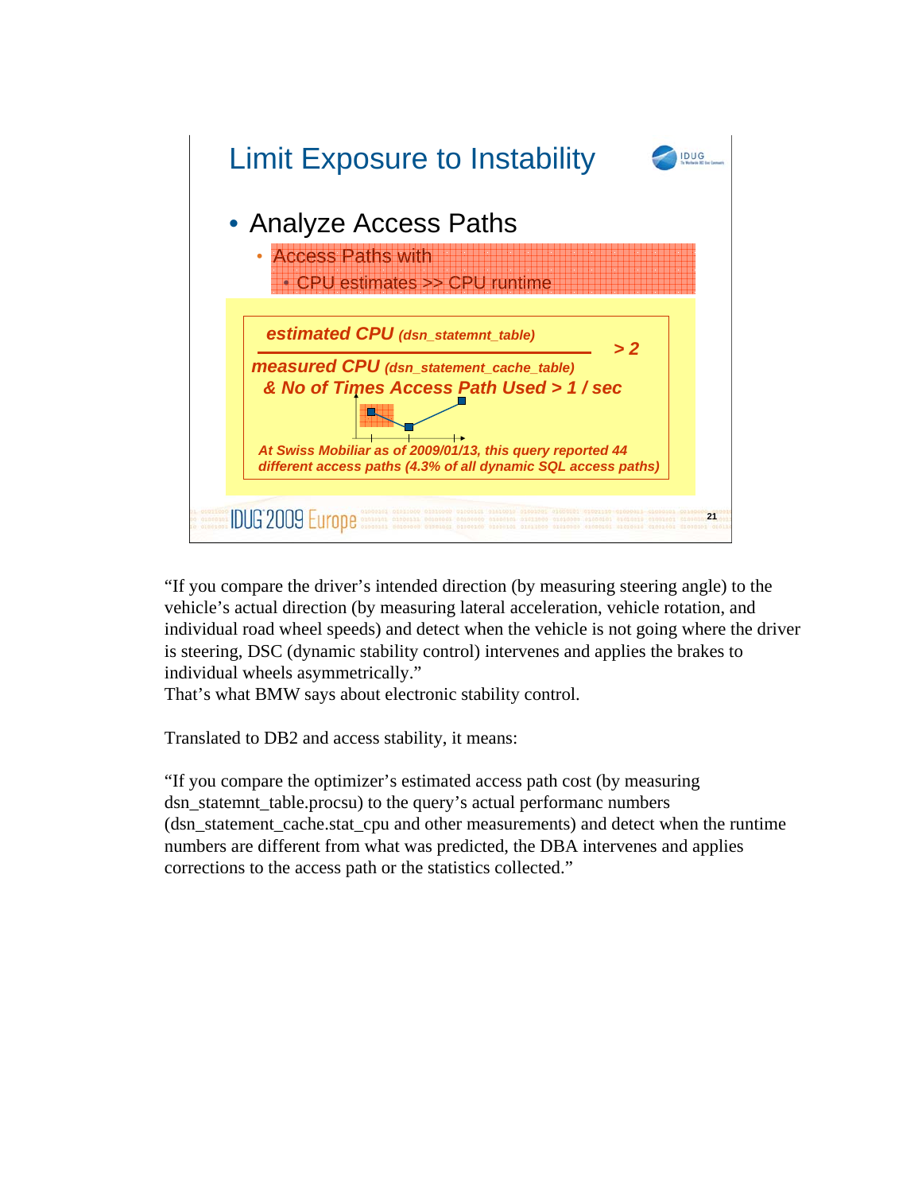# Limit Exposure to Instability

- Analyze Access Paths
  - Access Paths with
    - CPU estimates >> CPU runtime

***estimated CPU** (dsn_statemnt_table)* *> 2*

***measured CPU** (dsn_statement_cache_table)*

***& No of Times Access Path Used > 1 / sec***

*At Swiss Mobiliar as of 2009/01/13, this query reported 44 different access paths (4.3% of all dynamic SQL access paths)*

"If you compare the driver's intended direction (by measuring steering angle) to the vehicle's actual direction (by measuring lateral acceleration, vehicle rotation, and individual road wheel speeds) and detect when the vehicle is not going where the driver is steering, DSC (dynamic stability control) intervenes and applies the brakes to individual wheels asymmetrically."
That's what BMW says about electronic stability control.

Translated to DB2 and access stability, it means:

"If you compare the optimizer's estimated access path cost (by measuring dsn_statemnt_table.procsu) to the query's actual performanc numbers (dsn_statement_cache.stat_cpu and other measurements) and detect when the runtime numbers are different from what was predicted, the DBA intervenes and applies corrections to the access path or the statistics collected."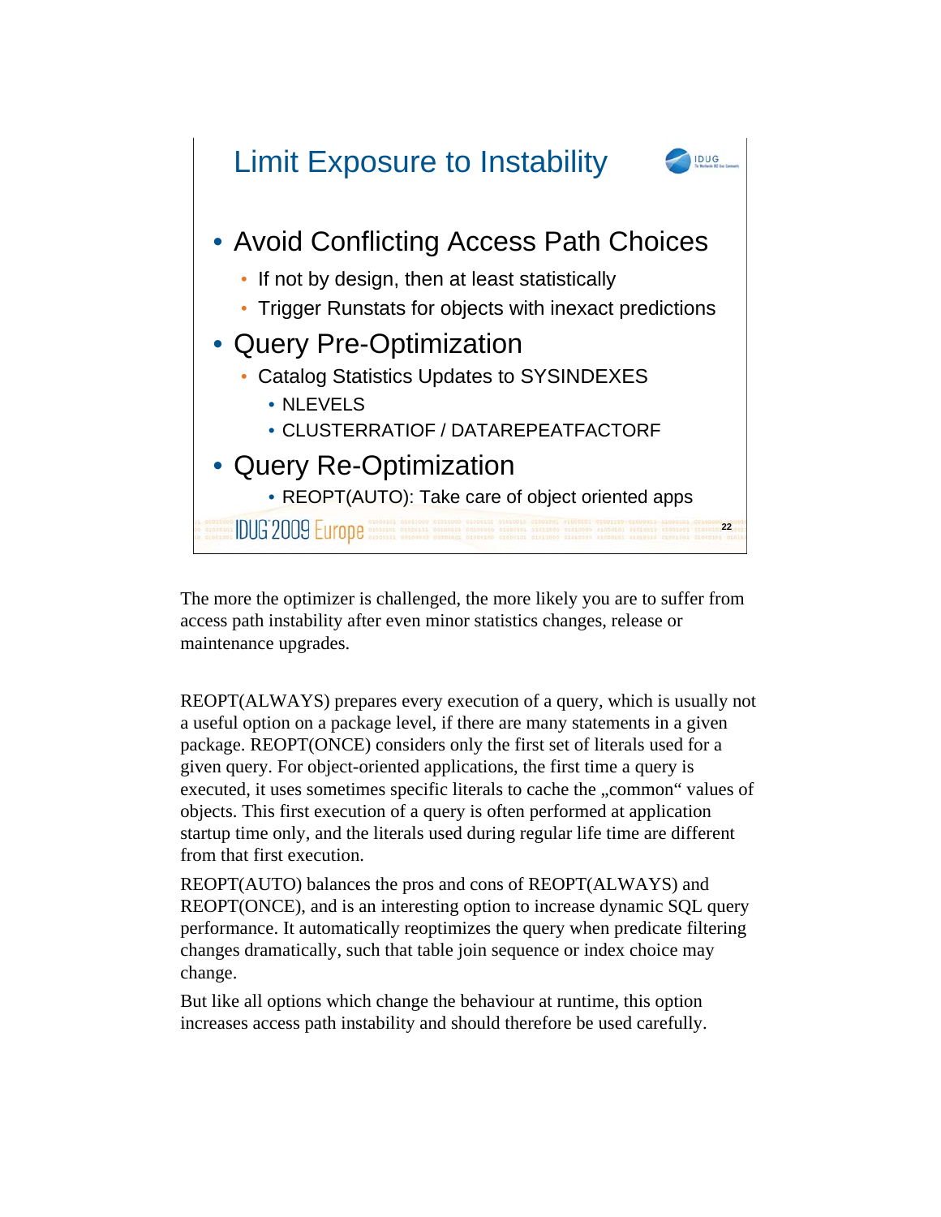## Limit Exposure to Instability

- Avoid Conflicting Access Path Choices
  - If not by design, then at least statistically
  - Trigger Runstats for objects with inexact predictions
- Query Pre-Optimization
  - Catalog Statistics Updates to SYSINDEXES
    - NLEVELS
    - CLUSTERRATIOF / DATAREPEATFACTORF
- Query Re-Optimization
  - REOPT(AUTO): Take care of object oriented apps

The more the optimizer is challenged, the more likely you are to suffer from access path instability after even minor statistics changes, release or maintenance upgrades.

REOPT(ALWAYS) prepares every execution of a query, which is usually not a useful option on a package level, if there are many statements in a given package. REOPT(ONCE) considers only the first set of literals used for a given query. For object-oriented applications, the first time a query is executed, it uses sometimes specific literals to cache the „common" values of objects. This first execution of a query is often performed at application startup time only, and the literals used during regular life time are different from that first execution.

REOPT(AUTO) balances the pros and cons of REOPT(ALWAYS) and REOPT(ONCE), and is an interesting option to increase dynamic SQL query performance. It automatically reoptimizes the query when predicate filtering changes dramatically, such that table join sequence or index choice may change.

But like all options which change the behaviour at runtime, this option increases access path instability and should therefore be used carefully.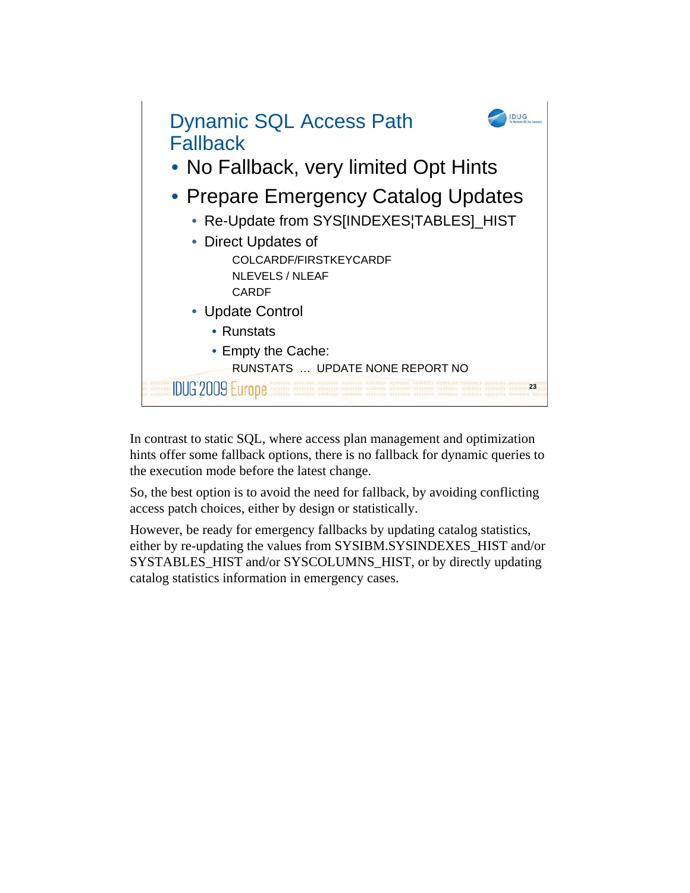## Dynamic SQL Access Path Fallback

- No Fallback, very limited Opt Hints
- Prepare Emergency Catalog Updates
  - Re-Update from SYS[INDEXES¦TABLES]_HIST
  - Direct Updates of
    - COLCARDF/FIRSTKEYCARDF
    - NLEVELS / NLEAF
    - CARDF
  - Update Control
    - Runstats
    - Empty the Cache:
      RUNSTATS … UPDATE NONE REPORT NO

In contrast to static SQL, where access plan management and optimization hints offer some fallback options, there is no fallback for dynamic queries to the execution mode before the latest change.

So, the best option is to avoid the need for fallback, by avoiding conflicting access patch choices, either by design or statistically.

However, be ready for emergency fallbacks by updating catalog statistics, either by re-updating the values from SYSIBM.SYSINDEXES_HIST and/or SYSTABLES_HIST and/or SYSCOLUMNS_HIST, or by directly updating catalog statistics information in emergency cases.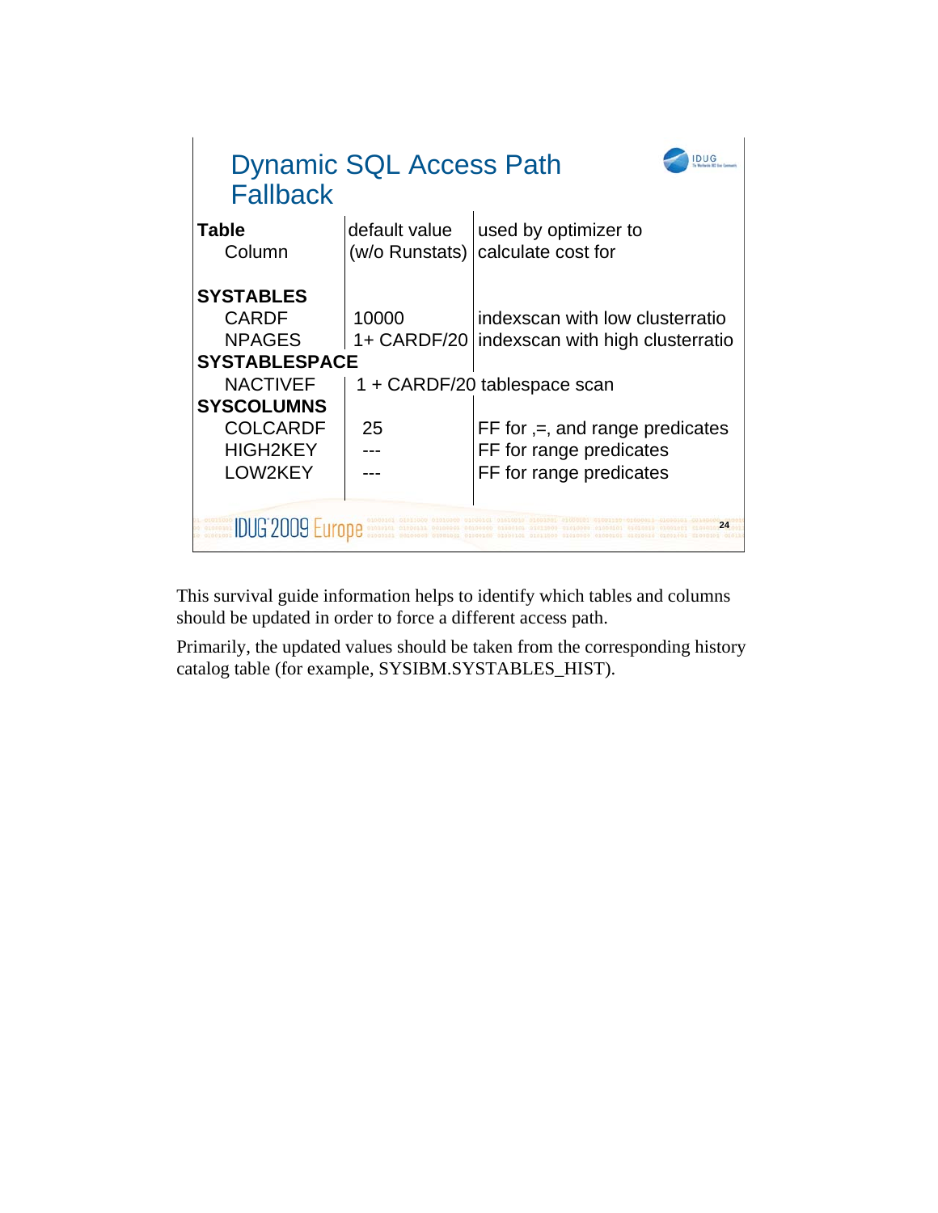## Dynamic SQL Access Path Fallback

| Table / Column | default value (w/o Runstats) | used by optimizer to calculate cost for |
|---|---|---|
| **SYSTABLES** | | |
| CARDF | 10000 | indexscan with low clusterratio |
| NPAGES | 1+ CARDF/20 | indexscan with high clusterratio |
| **SYSTABLESPACE** | | |
| NACTIVEF | 1 + CARDF/20 | tablespace scan |
| **SYSCOLUMNS** | | |
| COLCARDF | 25 | FF for ,=, and range predicates |
| HIGH2KEY | --- | FF for range predicates |
| LOW2KEY | --- | FF for range predicates |

This survival guide information helps to identify which tables and columns should be updated in order to force a different access path.

Primarily, the updated values should be taken from the corresponding history catalog table (for example, SYSIBM.SYSTABLES_HIST).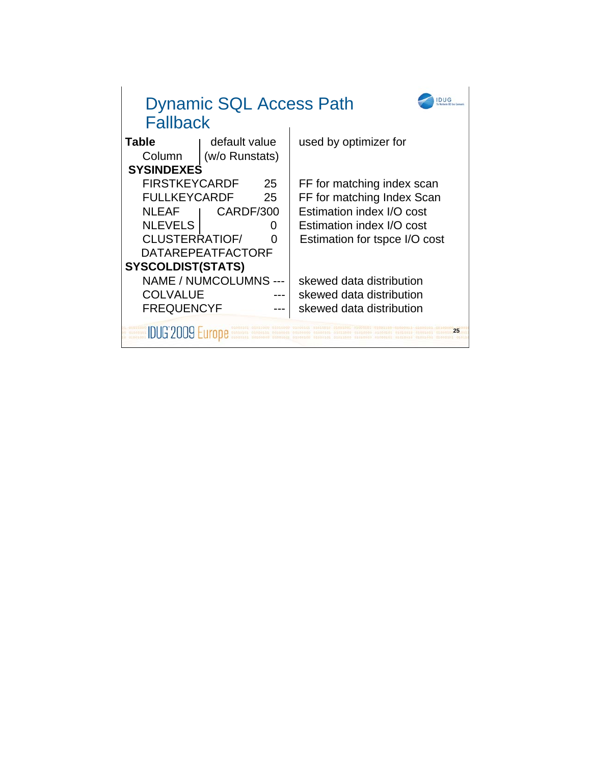# Dynamic SQL Access Path Fallback

| Table / Column | default value (w/o Runstats) | used by optimizer for |
|---|---|---|
| **SYSINDEXES** | | |
| FIRSTKEYCARDF | 25 | FF for matching index scan |
| FULLKEYCARDF | 25 | FF for matching Index Scan |
| NLEAF | CARDF/300 | Estimation index I/O cost |
| NLEVELS | 0 | Estimation index I/O cost |
| CLUSTERRATIOF/ DATAREPEATFACTORF | 0 | Estimation for tspce I/O cost |
| **SYSCOLDIST(STATS)** | | |
| NAME / NUMCOLUMNS | --- | skewed data distribution |
| COLVALUE | --- | skewed data distribution |
| FREQUENCYF | --- | skewed data distribution |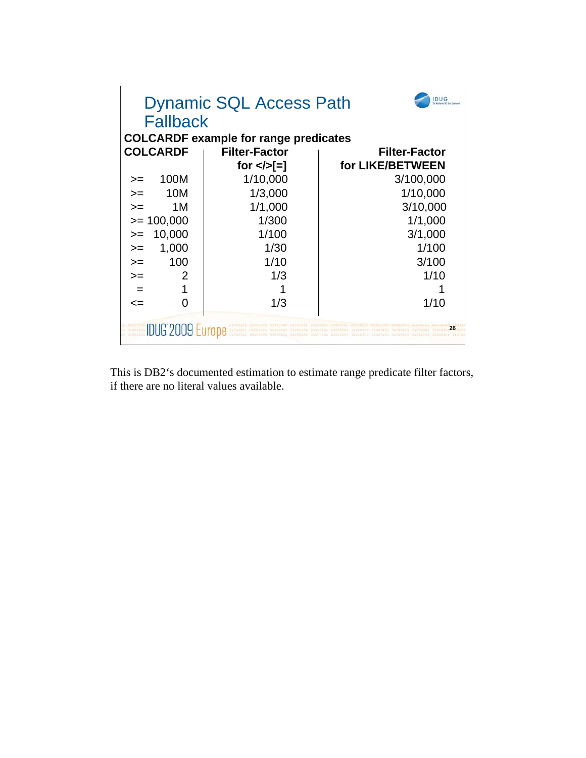# Dynamic SQL Access Path Fallback

**COLCARDF example for range predicates**

| COLCARDF | Filter-Factor for </>[=] | Filter-Factor for LIKE/BETWEEN |
|---|---|---|
| >= 100M | 1/10,000 | 3/100,000 |
| >= 10M | 1/3,000 | 1/10,000 |
| >= 1M | 1/1,000 | 3/10,000 |
| >= 100,000 | 1/300 | 1/1,000 |
| >= 10,000 | 1/100 | 3/1,000 |
| >= 1,000 | 1/30 | 1/100 |
| >= 100 | 1/10 | 3/100 |
| >= 2 | 1/3 | 1/10 |
| = 1 | 1 | 1 |
| <= 0 | 1/3 | 1/10 |

This is DB2's documented estimation to estimate range predicate filter factors, if there are no literal values available.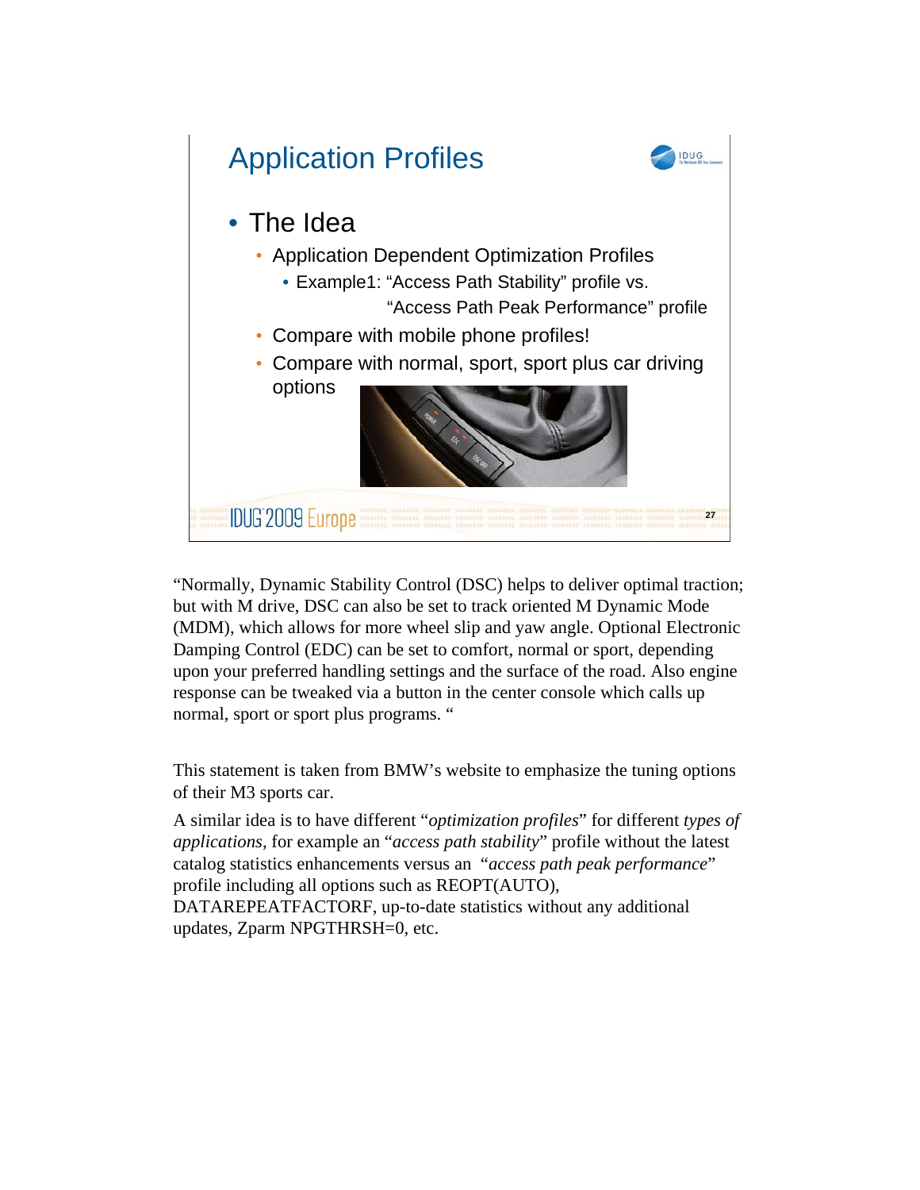## Application Profiles

- The Idea
  - Application Dependent Optimization Profiles
    - Example1: “Access Path Stability” profile vs. “Access Path Peak Performance” profile
  - Compare with mobile phone profiles!
  - Compare with normal, sport, sport plus car driving options

“Normally, Dynamic Stability Control (DSC) helps to deliver optimal traction; but with M drive, DSC can also be set to track oriented M Dynamic Mode (MDM), which allows for more wheel slip and yaw angle. Optional Electronic Damping Control (EDC) can be set to comfort, normal or sport, depending upon your preferred handling settings and the surface of the road. Also engine response can be tweaked via a button in the center console which calls up normal, sport or sport plus programs. “

This statement is taken from BMW’s website to emphasize the tuning options of their M3 sports car.

A similar idea is to have different “*optimization profiles*” for different *types of applications*, for example an “*access path stability*” profile without the latest catalog statistics enhancements versus an “*access path peak performance*” profile including all options such as REOPT(AUTO), DATAREPEATFACTORF, up-to-date statistics without any additional updates, Zparm NPGTHRSH=0, etc.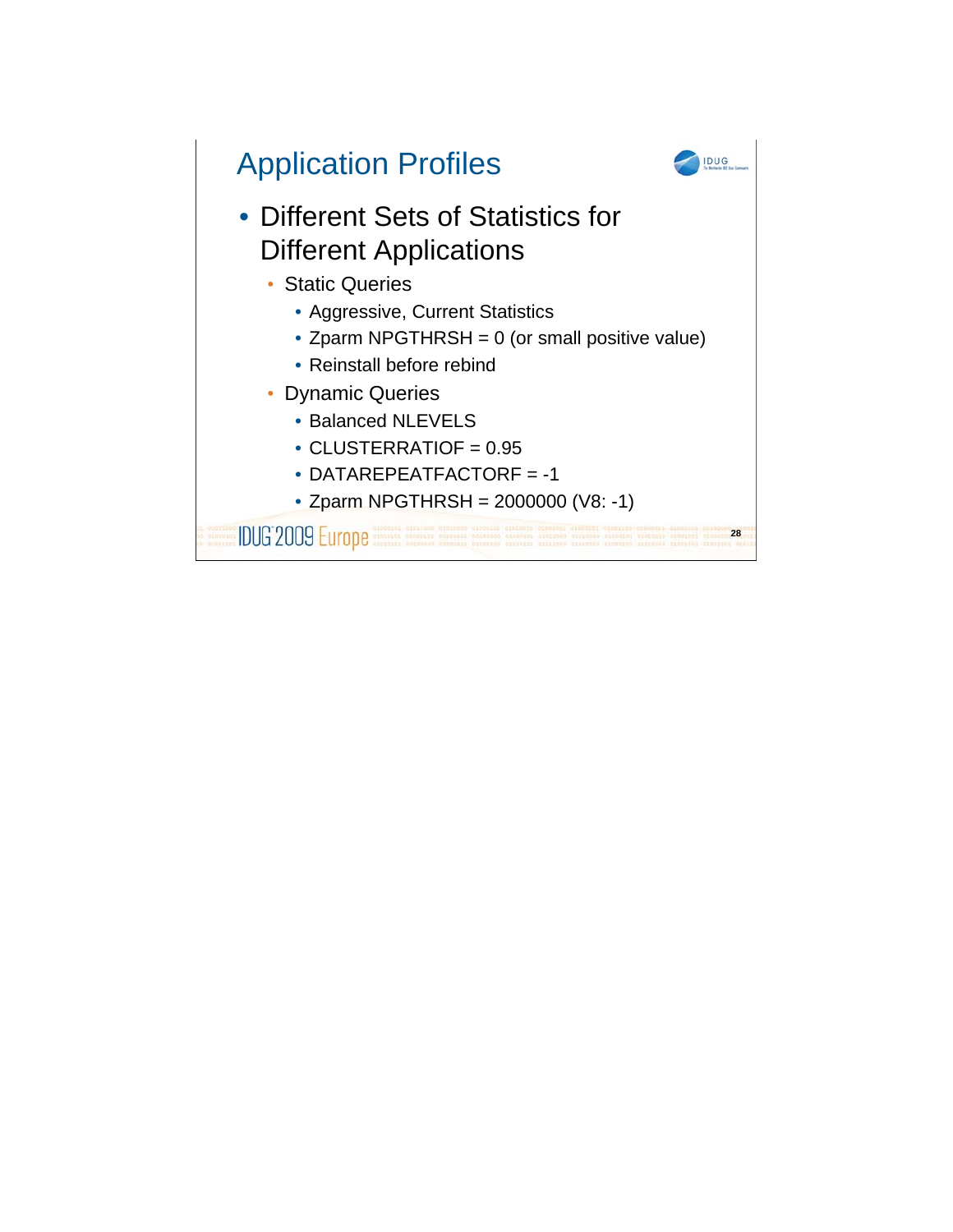# Application Profiles

- Different Sets of Statistics for Different Applications
  - Static Queries
    - Aggressive, Current Statistics
    - Zparm NPGTHRSH = 0 (or small positive value)
    - Reinstall before rebind
  - Dynamic Queries
    - Balanced NLEVELS
    - CLUSTERRATIOF = 0.95
    - DATAREPEATFACTORF = -1
    - Zparm NPGTHRSH = 2000000 (V8: -1)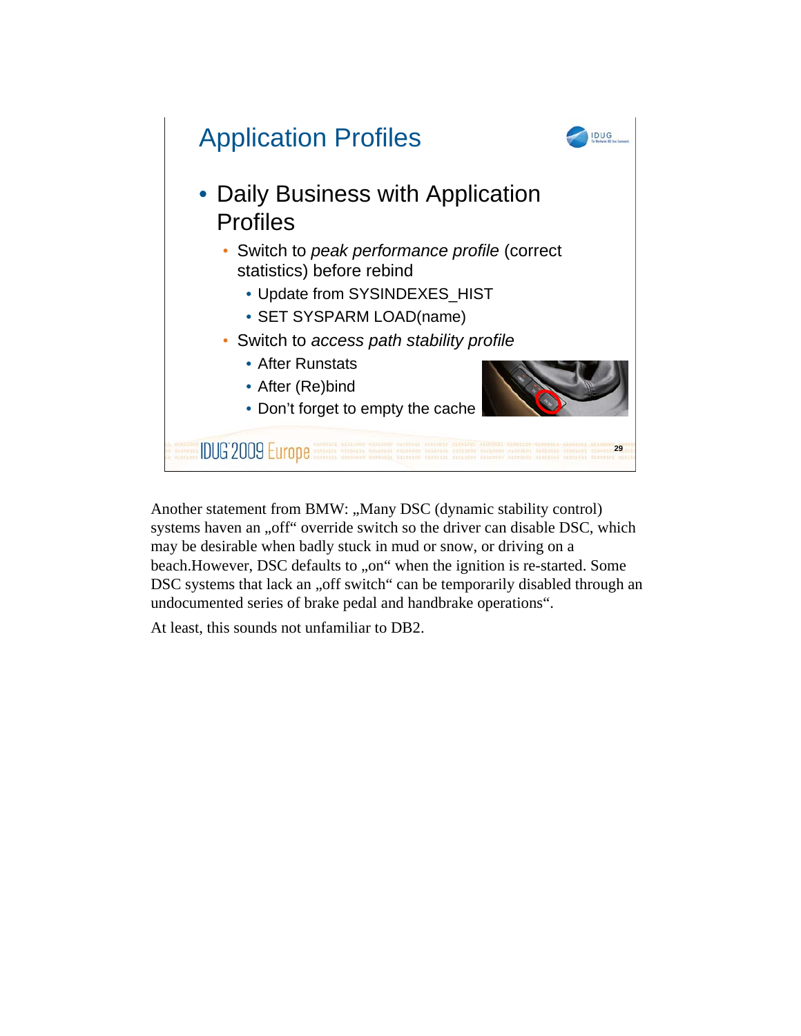## Application Profiles

- Daily Business with Application Profiles
  - Switch to *peak performance profile* (correct statistics) before rebind
    - Update from SYSINDEXES_HIST
    - SET SYSPARM LOAD(name)
  - Switch to *access path stability profile*
    - After Runstats
    - After (Re)bind
    - Don't forget to empty the cache

Another statement from BMW: „Many DSC (dynamic stability control) systems haven an „off" override switch so the driver can disable DSC, which may be desirable when badly stuck in mud or snow, or driving on a beach.However, DSC defaults to „on" when the ignition is re-started. Some DSC systems that lack an „off switch" can be temporarily disabled through an undocumented series of brake pedal and handbrake operations".

At least, this sounds not unfamiliar to DB2.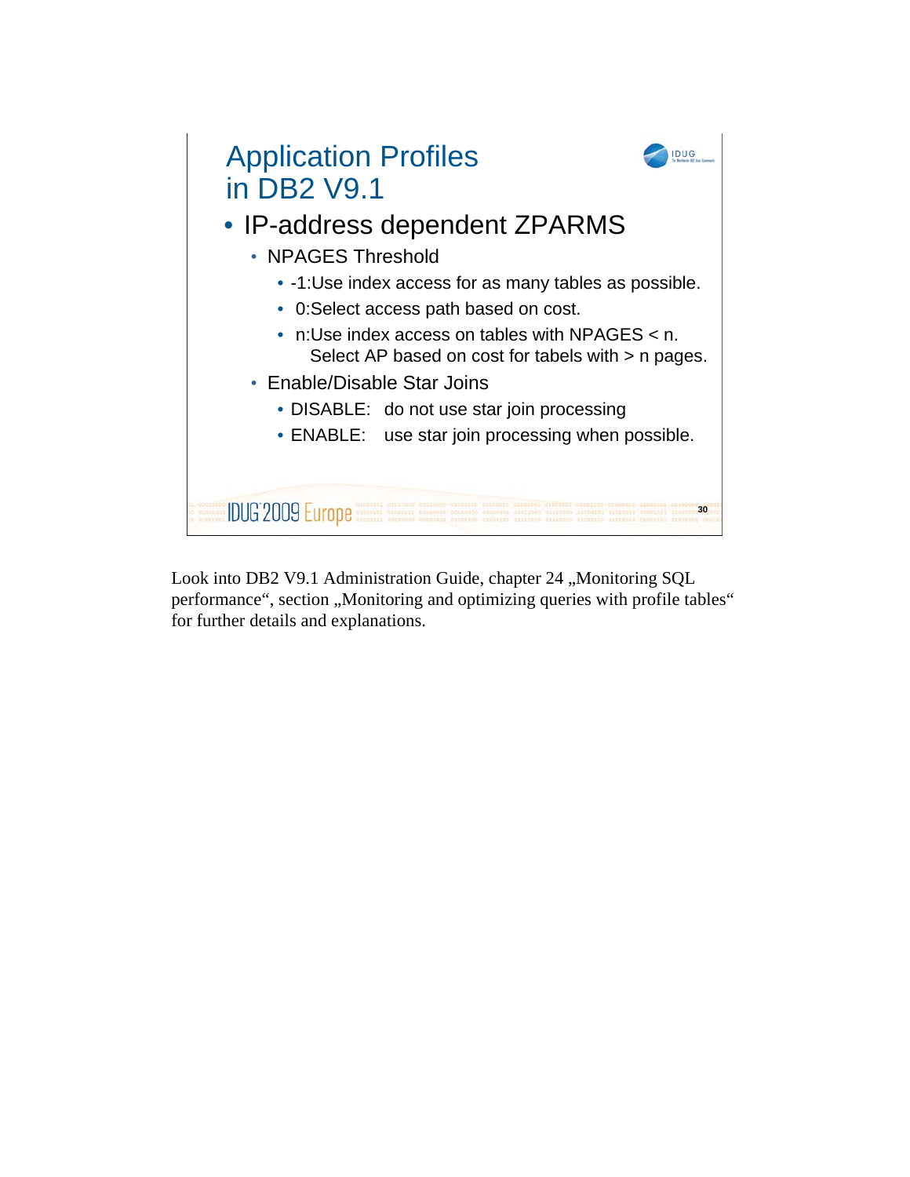# Application Profiles in DB2 V9.1

- IP-address dependent ZPARMS
  - NPAGES Threshold
    - -1:Use index access for as many tables as possible.
    - 0:Select access path based on cost.
    - n:Use index access on tables with NPAGES < n. Select AP based on cost for tabels with > n pages.
  - Enable/Disable Star Joins
    - DISABLE: do not use star join processing
    - ENABLE: use star join processing when possible.

Look into DB2 V9.1 Administration Guide, chapter 24 „Monitoring SQL performance“, section „Monitoring and optimizing queries with profile tables“ for further details and explanations.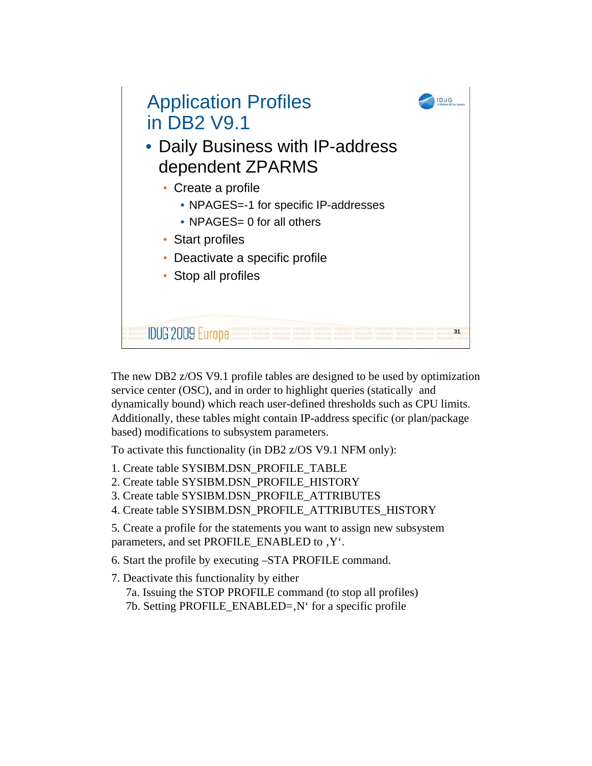# Application Profiles in DB2 V9.1

- Daily Business with IP-address dependent ZPARMS
  - Create a profile
    - NPAGES=-1 for specific IP-addresses
    - NPAGES= 0 for all others
  - Start profiles
  - Deactivate a specific profile
  - Stop all profiles

The new DB2 z/OS V9.1 profile tables are designed to be used by optimization service center (OSC), and in order to highlight queries (statically and dynamically bound) which reach user-defined thresholds such as CPU limits. Additionally, these tables might contain IP-address specific (or plan/package based) modifications to subsystem parameters.

To activate this functionality (in DB2 z/OS V9.1 NFM only):

1. Create table SYSIBM.DSN_PROFILE_TABLE
2. Create table SYSIBM.DSN_PROFILE_HISTORY
3. Create table SYSIBM.DSN_PROFILE_ATTRIBUTES
4. Create table SYSIBM.DSN_PROFILE_ATTRIBUTES_HISTORY

5. Create a profile for the statements you want to assign new subsystem parameters, and set PROFILE_ENABLED to ‚Y‘.

6. Start the profile by executing –STA PROFILE command.

7. Deactivate this functionality by either
   7a. Issuing the STOP PROFILE command (to stop all profiles)
   7b. Setting PROFILE_ENABLED=‚N‘ for a specific profile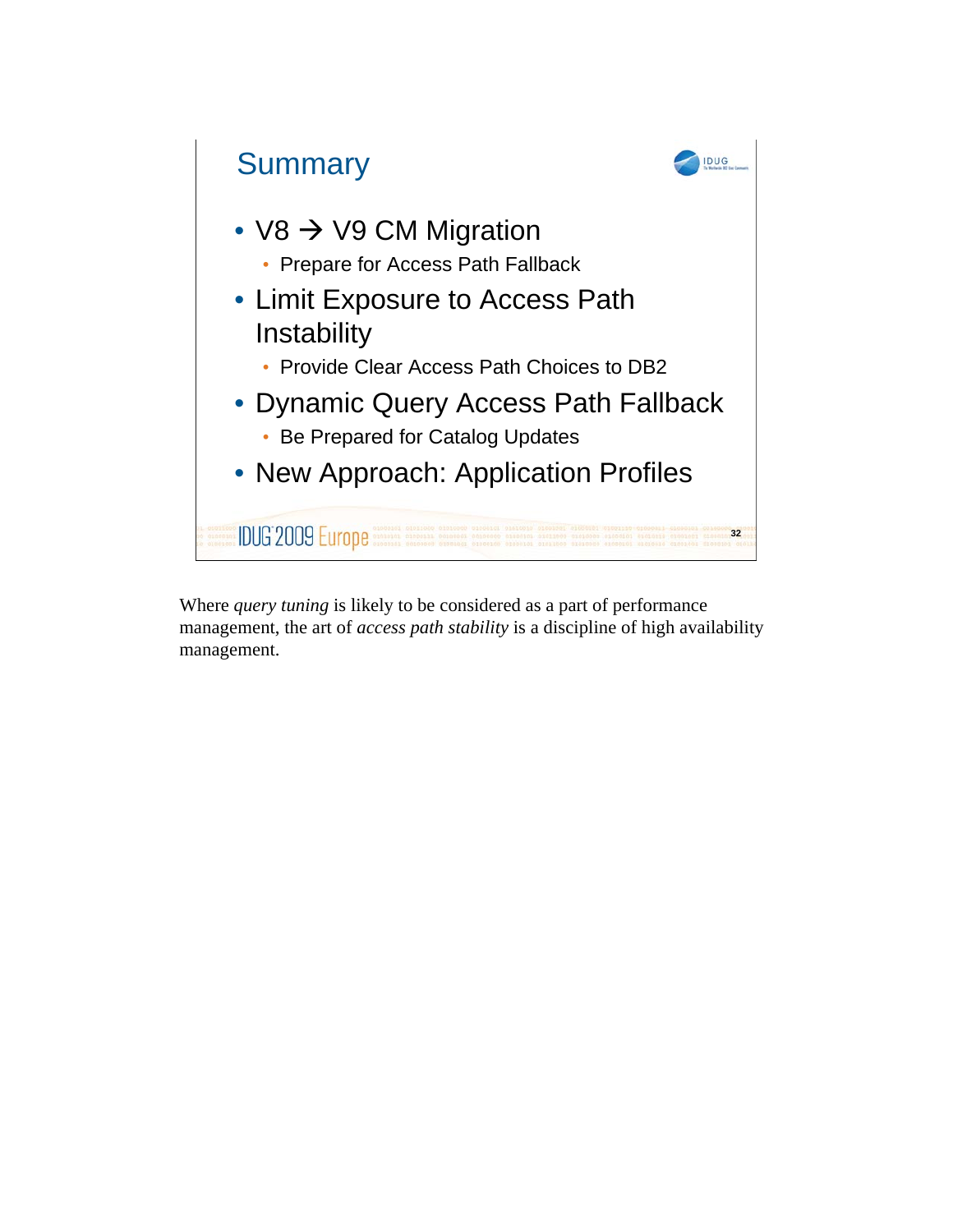## Summary

- V8 → V9 CM Migration
  - Prepare for Access Path Fallback
- Limit Exposure to Access Path Instability
  - Provide Clear Access Path Choices to DB2
- Dynamic Query Access Path Fallback
  - Be Prepared for Catalog Updates
- New Approach: Application Profiles

Where *query tuning* is likely to be considered as a part of performance management, the art of *access path stability* is a discipline of high availability management.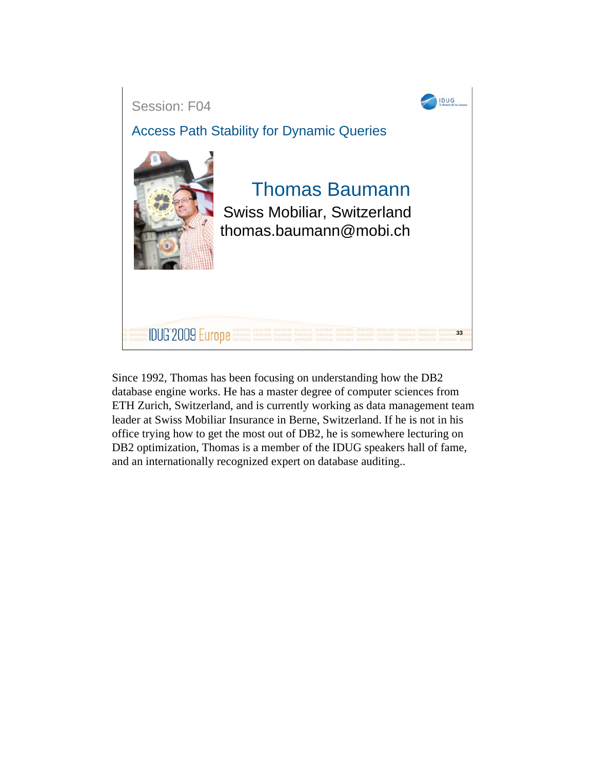Session: F04

## Access Path Stability for Dynamic Queries

Thomas Baumann

Swiss Mobiliar, Switzerland

thomas.baumann@mobi.ch

Since 1992, Thomas has been focusing on understanding how the DB2 database engine works. He has a master degree of computer sciences from ETH Zurich, Switzerland, and is currently working as data management team leader at Swiss Mobiliar Insurance in Berne, Switzerland. If he is not in his office trying how to get the most out of DB2, he is somewhere lecturing on DB2 optimization, Thomas is a member of the IDUG speakers hall of fame, and an internationally recognized expert on database auditing..